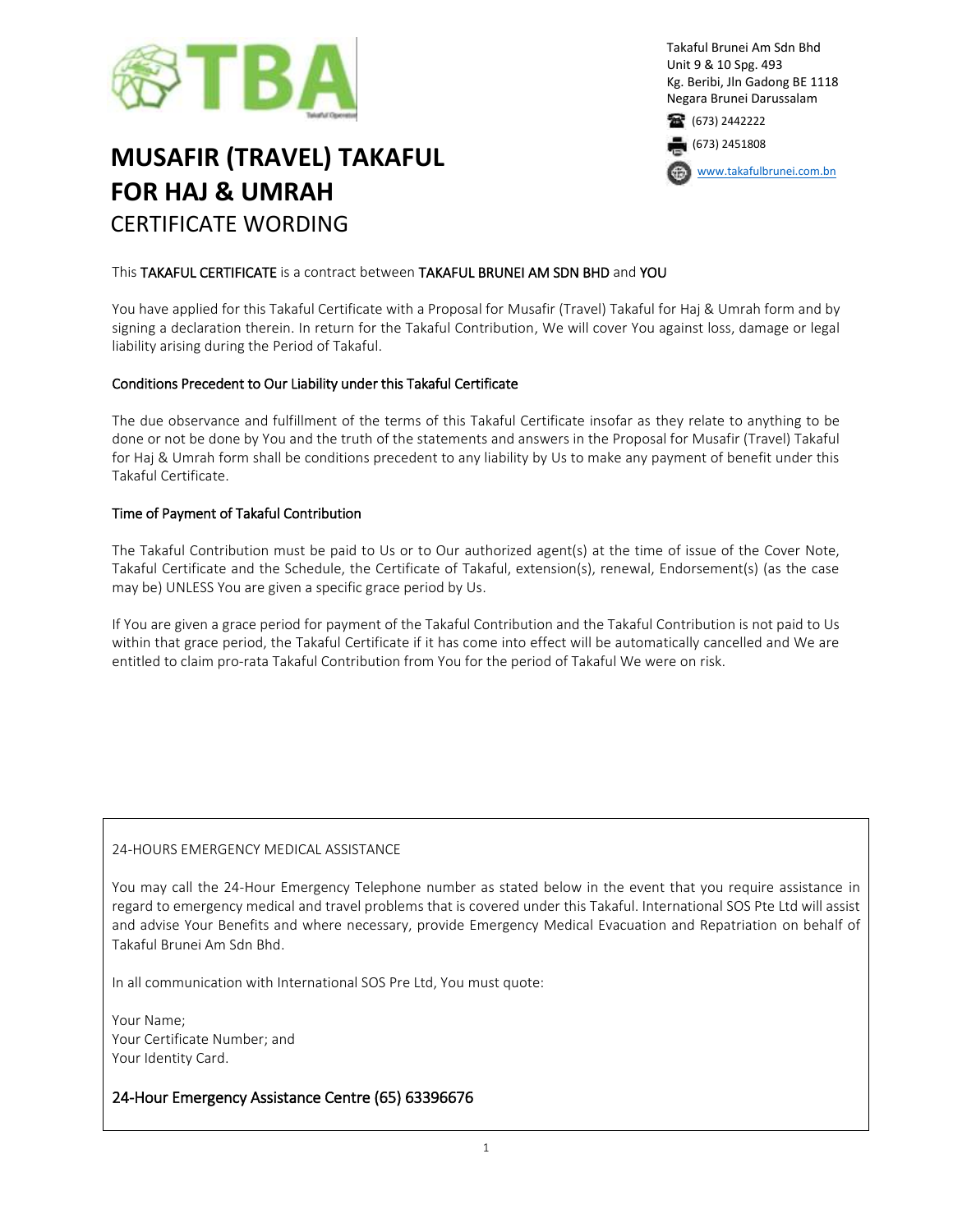Takaful Brunei Am Sdn Bhd
Unit 9 & 10 Spg. 493
Kg. Beribi, Jln Gadong BE 1118
Negara Brunei Darussalam

(673) 2442222

(673) 2451808

www.takafulbrunei.com.bn

# MUSAFIR (TRAVEL) TAKAFUL FOR HAJ & UMRAH

## CERTIFICATE WORDING

This TAKAFUL CERTIFICATE is a contract between TAKAFUL BRUNEI AM SDN BHD and YOU

You have applied for this Takaful Certificate with a Proposal for Musafir (Travel) Takaful for Haj & Umrah form and by signing a declaration therein. In return for the Takaful Contribution, We will cover You against loss, damage or legal liability arising during the Period of Takaful.

### Conditions Precedent to Our Liability under this Takaful Certificate

The due observance and fulfillment of the terms of this Takaful Certificate insofar as they relate to anything to be done or not be done by You and the truth of the statements and answers in the Proposal for Musafir (Travel) Takaful for Haj & Umrah form shall be conditions precedent to any liability by Us to make any payment of benefit under this Takaful Certificate.

### Time of Payment of Takaful Contribution

The Takaful Contribution must be paid to Us or to Our authorized agent(s) at the time of issue of the Cover Note, Takaful Certificate and the Schedule, the Certificate of Takaful, extension(s), renewal, Endorsement(s) (as the case may be) UNLESS You are given a specific grace period by Us.

If You are given a grace period for payment of the Takaful Contribution and the Takaful Contribution is not paid to Us within that grace period, the Takaful Certificate if it has come into effect will be automatically cancelled and We are entitled to claim pro-rata Takaful Contribution from You for the period of Takaful We were on risk.

---

24-HOURS EMERGENCY MEDICAL ASSISTANCE

You may call the 24-Hour Emergency Telephone number as stated below in the event that you require assistance in regard to emergency medical and travel problems that is covered under this Takaful. International SOS Pte Ltd will assist and advise Your Benefits and where necessary, provide Emergency Medical Evacuation and Repatriation on behalf of Takaful Brunei Am Sdn Bhd.

In all communication with International SOS Pre Ltd, You must quote:

Your Name;
Your Certificate Number; and
Your Identity Card.

**24-Hour Emergency Assistance Centre (65) 63396676**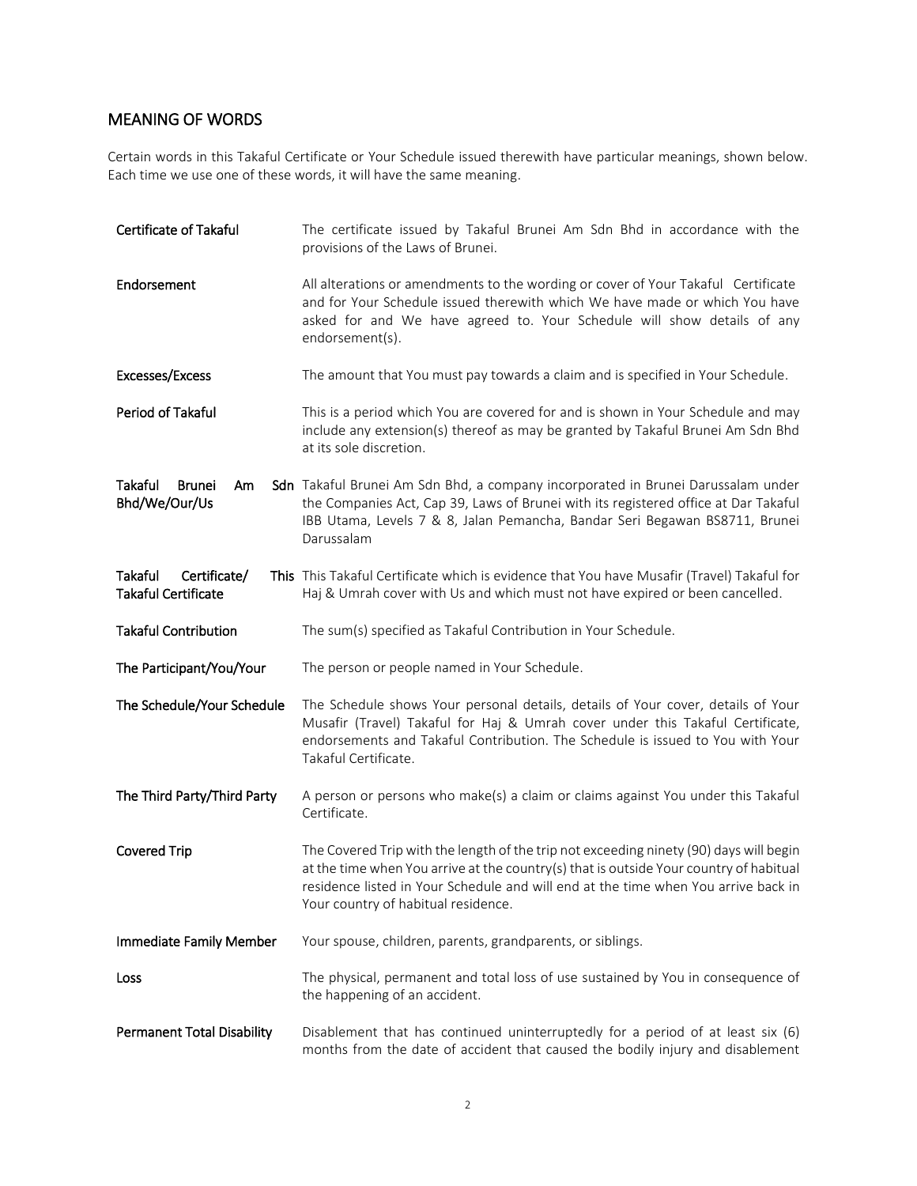## MEANING OF WORDS

Certain words in this Takaful Certificate or Your Schedule issued therewith have particular meanings, shown below. Each time we use one of these words, it will have the same meaning.

| | |
|---|---|
| **Certificate of Takaful** | The certificate issued by Takaful Brunei Am Sdn Bhd in accordance with the provisions of the Laws of Brunei. |
| **Endorsement** | All alterations or amendments to the wording or cover of Your Takaful Certificate and for Your Schedule issued therewith which We have made or which You have asked for and We have agreed to. Your Schedule will show details of any endorsement(s). |
| **Excesses/Excess** | The amount that You must pay towards a claim and is specified in Your Schedule. |
| **Period of Takaful** | This is a period which You are covered for and is shown in Your Schedule and may include any extension(s) thereof as may be granted by Takaful Brunei Am Sdn Bhd at its sole discretion. |
| **Takaful Brunei Am Sdn Bhd/We/Our/Us** | Takaful Brunei Am Sdn Bhd, a company incorporated in Brunei Darussalam under the Companies Act, Cap 39, Laws of Brunei with its registered office at Dar Takaful IBB Utama, Levels 7 & 8, Jalan Pemancha, Bandar Seri Begawan BS8711, Brunei Darussalam |
| **Takaful Certificate/ This Takaful Certificate** | This Takaful Certificate which is evidence that You have Musafir (Travel) Takaful for Haj & Umrah cover with Us and which must not have expired or been cancelled. |
| **Takaful Contribution** | The sum(s) specified as Takaful Contribution in Your Schedule. |
| **The Participant/You/Your** | The person or people named in Your Schedule. |
| **The Schedule/Your Schedule** | The Schedule shows Your personal details, details of Your cover, details of Your Musafir (Travel) Takaful for Haj & Umrah cover under this Takaful Certificate, endorsements and Takaful Contribution. The Schedule is issued to You with Your Takaful Certificate. |
| **The Third Party/Third Party** | A person or persons who make(s) a claim or claims against You under this Takaful Certificate. |
| **Covered Trip** | The Covered Trip with the length of the trip not exceeding ninety (90) days will begin at the time when You arrive at the country(s) that is outside Your country of habitual residence listed in Your Schedule and will end at the time when You arrive back in Your country of habitual residence. |
| **Immediate Family Member** | Your spouse, children, parents, grandparents, or siblings. |
| **Loss** | The physical, permanent and total loss of use sustained by You in consequence of the happening of an accident. |
| **Permanent Total Disability** | Disablement that has continued uninterruptedly for a period of at least six (6) months from the date of accident that caused the bodily injury and disablement |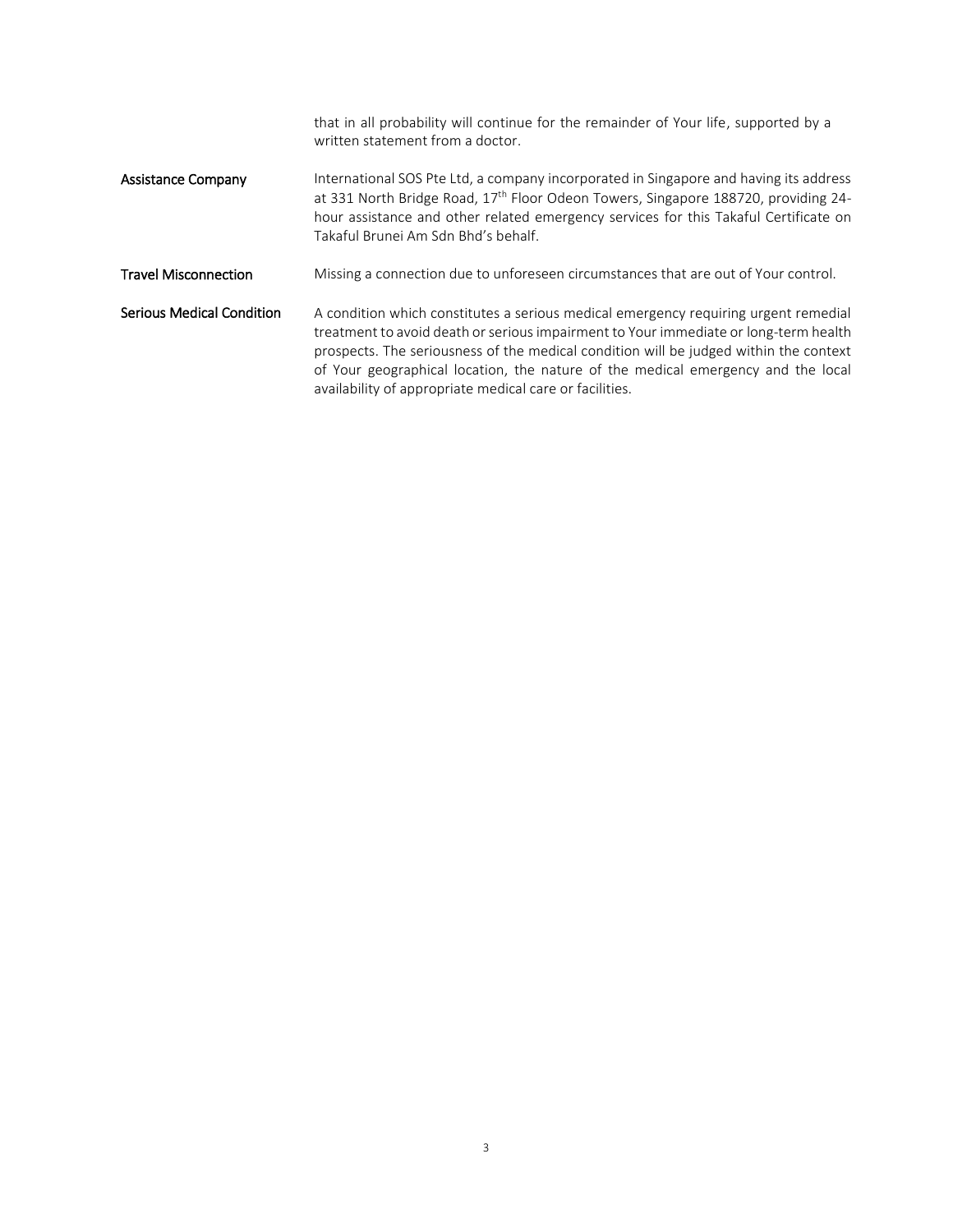that in all probability will continue for the remainder of Your life, supported by a written statement from a doctor.

**Assistance Company**

International SOS Pte Ltd, a company incorporated in Singapore and having its address at 331 North Bridge Road, 17th Floor Odeon Towers, Singapore 188720, providing 24-hour assistance and other related emergency services for this Takaful Certificate on Takaful Brunei Am Sdn Bhd's behalf.

**Travel Misconnection**

Missing a connection due to unforeseen circumstances that are out of Your control.

**Serious Medical Condition**

A condition which constitutes a serious medical emergency requiring urgent remedial treatment to avoid death or serious impairment to Your immediate or long-term health prospects. The seriousness of the medical condition will be judged within the context of Your geographical location, the nature of the medical emergency and the local availability of appropriate medical care or facilities.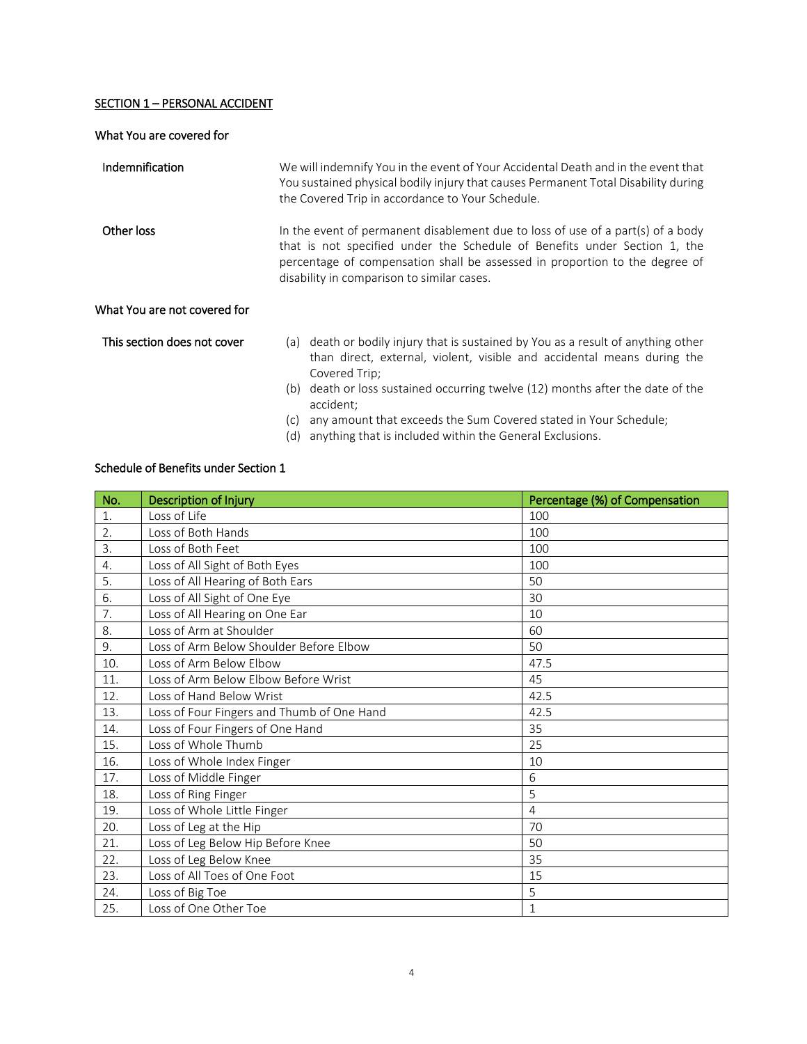## SECTION 1 – PERSONAL ACCIDENT

### What You are covered for

**Indemnification**

We will indemnify You in the event of Your Accidental Death and in the event that You sustained physical bodily injury that causes Permanent Total Disability during the Covered Trip in accordance to Your Schedule.

**Other loss**

In the event of permanent disablement due to loss of use of a part(s) of a body that is not specified under the Schedule of Benefits under Section 1, the percentage of compensation shall be assessed in proportion to the degree of disability in comparison to similar cases.

### What You are not covered for

**This section does not cover**

(a) death or bodily injury that is sustained by You as a result of anything other than direct, external, violent, visible and accidental means during the Covered Trip;
(b) death or loss sustained occurring twelve (12) months after the date of the accident;
(c) any amount that exceeds the Sum Covered stated in Your Schedule;
(d) anything that is included within the General Exclusions.

### Schedule of Benefits under Section 1

| No. | Description of Injury | Percentage (%) of Compensation |
|---|---|---|
| 1. | Loss of Life | 100 |
| 2. | Loss of Both Hands | 100 |
| 3. | Loss of Both Feet | 100 |
| 4. | Loss of All Sight of Both Eyes | 100 |
| 5. | Loss of All Hearing of Both Ears | 50 |
| 6. | Loss of All Sight of One Eye | 30 |
| 7. | Loss of All Hearing on One Ear | 10 |
| 8. | Loss of Arm at Shoulder | 60 |
| 9. | Loss of Arm Below Shoulder Before Elbow | 50 |
| 10. | Loss of Arm Below Elbow | 47.5 |
| 11. | Loss of Arm Below Elbow Before Wrist | 45 |
| 12. | Loss of Hand Below Wrist | 42.5 |
| 13. | Loss of Four Fingers and Thumb of One Hand | 42.5 |
| 14. | Loss of Four Fingers of One Hand | 35 |
| 15. | Loss of Whole Thumb | 25 |
| 16. | Loss of Whole Index Finger | 10 |
| 17. | Loss of Middle Finger | 6 |
| 18. | Loss of Ring Finger | 5 |
| 19. | Loss of Whole Little Finger | 4 |
| 20. | Loss of Leg at the Hip | 70 |
| 21. | Loss of Leg Below Hip Before Knee | 50 |
| 22. | Loss of Leg Below Knee | 35 |
| 23. | Loss of All Toes of One Foot | 15 |
| 24. | Loss of Big Toe | 5 |
| 25. | Loss of One Other Toe | 1 |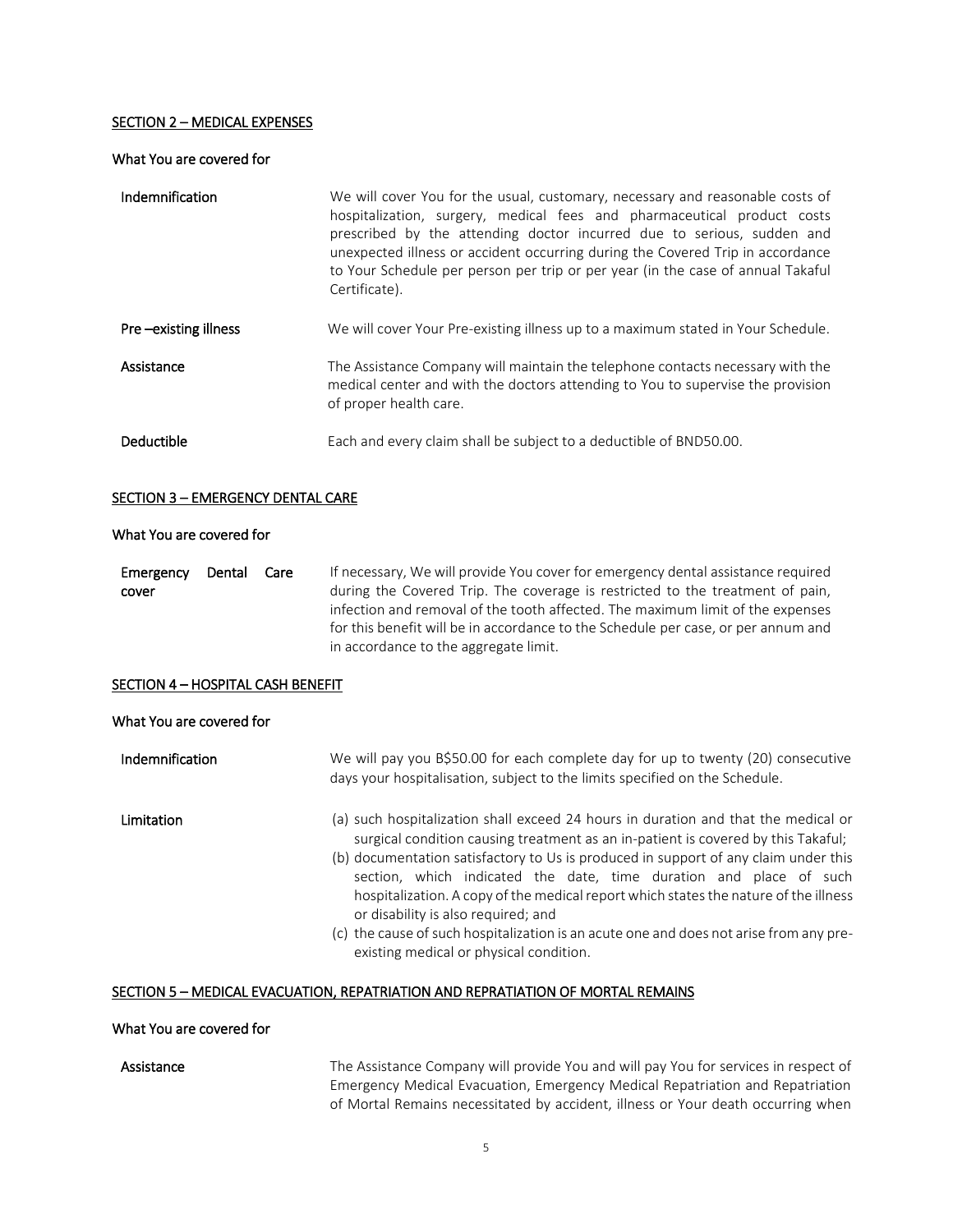## SECTION 2 – MEDICAL EXPENSES

### What You are covered for

| | |
|---|---|
| **Indemnification** | We will cover You for the usual, customary, necessary and reasonable costs of hospitalization, surgery, medical fees and pharmaceutical product costs prescribed by the attending doctor incurred due to serious, sudden and unexpected illness or accident occurring during the Covered Trip in accordance to Your Schedule per person per trip or per year (in the case of annual Takaful Certificate). |
| **Pre –existing illness** | We will cover Your Pre-existing illness up to a maximum stated in Your Schedule. |
| **Assistance** | The Assistance Company will maintain the telephone contacts necessary with the medical center and with the doctors attending to You to supervise the provision of proper health care. |
| **Deductible** | Each and every claim shall be subject to a deductible of BND50.00. |

## SECTION 3 – EMERGENCY DENTAL CARE

### What You are covered for

| | |
|---|---|
| **Emergency Dental Care cover** | If necessary, We will provide You cover for emergency dental assistance required during the Covered Trip. The coverage is restricted to the treatment of pain, infection and removal of the tooth affected. The maximum limit of the expenses for this benefit will be in accordance to the Schedule per case, or per annum and in accordance to the aggregate limit. |

## SECTION 4 – HOSPITAL CASH BENEFIT

### What You are covered for

**Indemnification**

We will pay you B$50.00 for each complete day for up to twenty (20) consecutive days your hospitalisation, subject to the limits specified on the Schedule.

**Limitation**

(a) such hospitalization shall exceed 24 hours in duration and that the medical or surgical condition causing treatment as an in-patient is covered by this Takaful;

(b) documentation satisfactory to Us is produced in support of any claim under this section, which indicated the date, time duration and place of such hospitalization. A copy of the medical report which states the nature of the illness or disability is also required; and

(c) the cause of such hospitalization is an acute one and does not arise from any pre-existing medical or physical condition.

## SECTION 5 – MEDICAL EVACUATION, REPATRIATION AND REPRATIATION OF MORTAL REMAINS

### What You are covered for

**Assistance**

The Assistance Company will provide You and will pay You for services in respect of Emergency Medical Evacuation, Emergency Medical Repatriation and Repatriation of Mortal Remains necessitated by accident, illness or Your death occurring when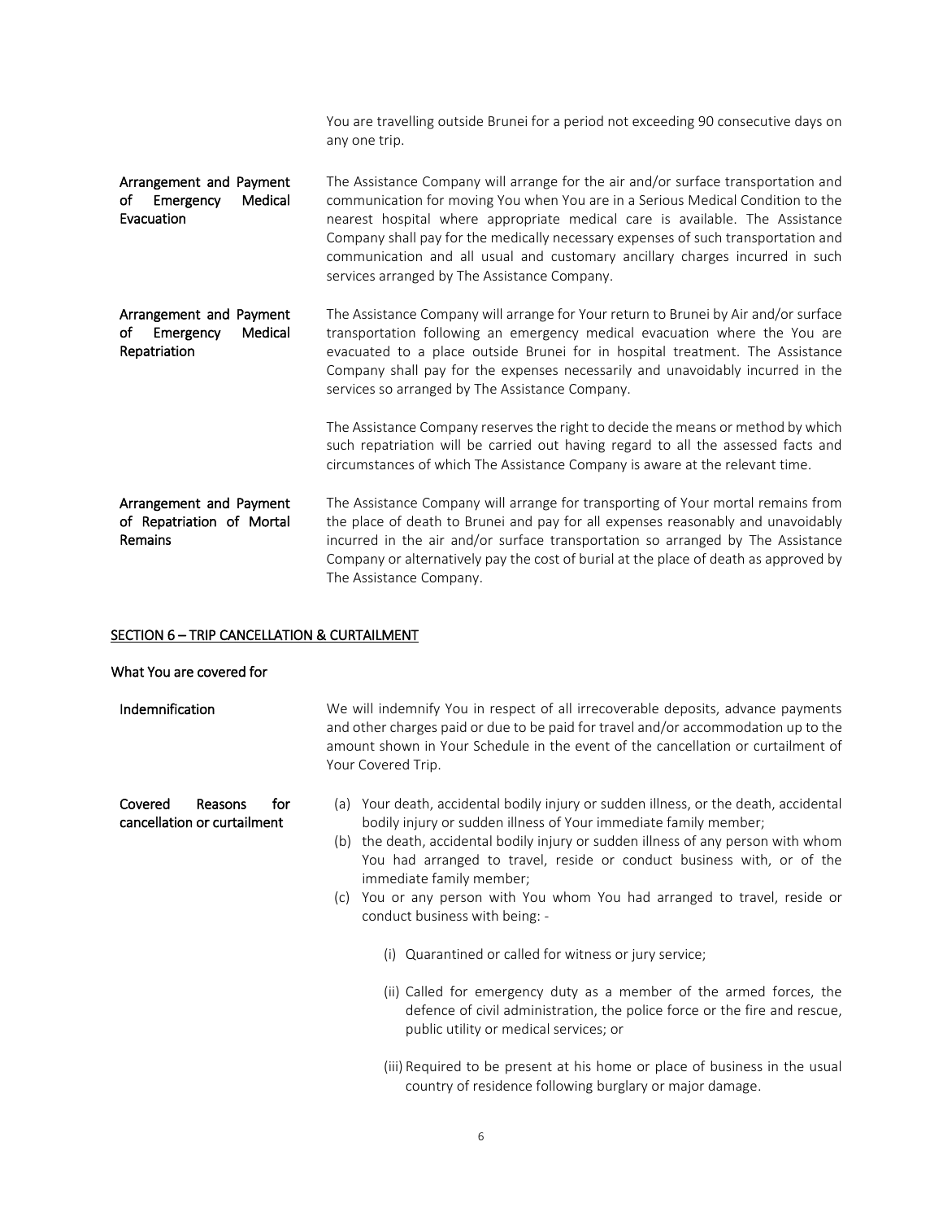You are travelling outside Brunei for a period not exceeding 90 consecutive days on any one trip.

**Arrangement and Payment of Emergency Medical Evacuation**

The Assistance Company will arrange for the air and/or surface transportation and communication for moving You when You are in a Serious Medical Condition to the nearest hospital where appropriate medical care is available. The Assistance Company shall pay for the medically necessary expenses of such transportation and communication and all usual and customary ancillary charges incurred in such services arranged by The Assistance Company.

**Arrangement and Payment of Emergency Medical Repatriation**

The Assistance Company will arrange for Your return to Brunei by Air and/or surface transportation following an emergency medical evacuation where the You are evacuated to a place outside Brunei for in hospital treatment. The Assistance Company shall pay for the expenses necessarily and unavoidably incurred in the services so arranged by The Assistance Company.

The Assistance Company reserves the right to decide the means or method by which such repatriation will be carried out having regard to all the assessed facts and circumstances of which The Assistance Company is aware at the relevant time.

**Arrangement and Payment of Repatriation of Mortal Remains**

The Assistance Company will arrange for transporting of Your mortal remains from the place of death to Brunei and pay for all expenses reasonably and unavoidably incurred in the air and/or surface transportation so arranged by The Assistance Company or alternatively pay the cost of burial at the place of death as approved by The Assistance Company.

## SECTION 6 – TRIP CANCELLATION & CURTAILMENT

### What You are covered for

**Indemnification**

We will indemnify You in respect of all irrecoverable deposits, advance payments and other charges paid or due to be paid for travel and/or accommodation up to the amount shown in Your Schedule in the event of the cancellation or curtailment of Your Covered Trip.

**Covered Reasons for cancellation or curtailment**

(a) Your death, accidental bodily injury or sudden illness, or the death, accidental bodily injury or sudden illness of Your immediate family member;

(b) the death, accidental bodily injury or sudden illness of any person with whom You had arranged to travel, reside or conduct business with, or of the immediate family member;

(c) You or any person with You whom You had arranged to travel, reside or conduct business with being: -

(i) Quarantined or called for witness or jury service;

(ii) Called for emergency duty as a member of the armed forces, the defence of civil administration, the police force or the fire and rescue, public utility or medical services; or

(iii) Required to be present at his home or place of business in the usual country of residence following burglary or major damage.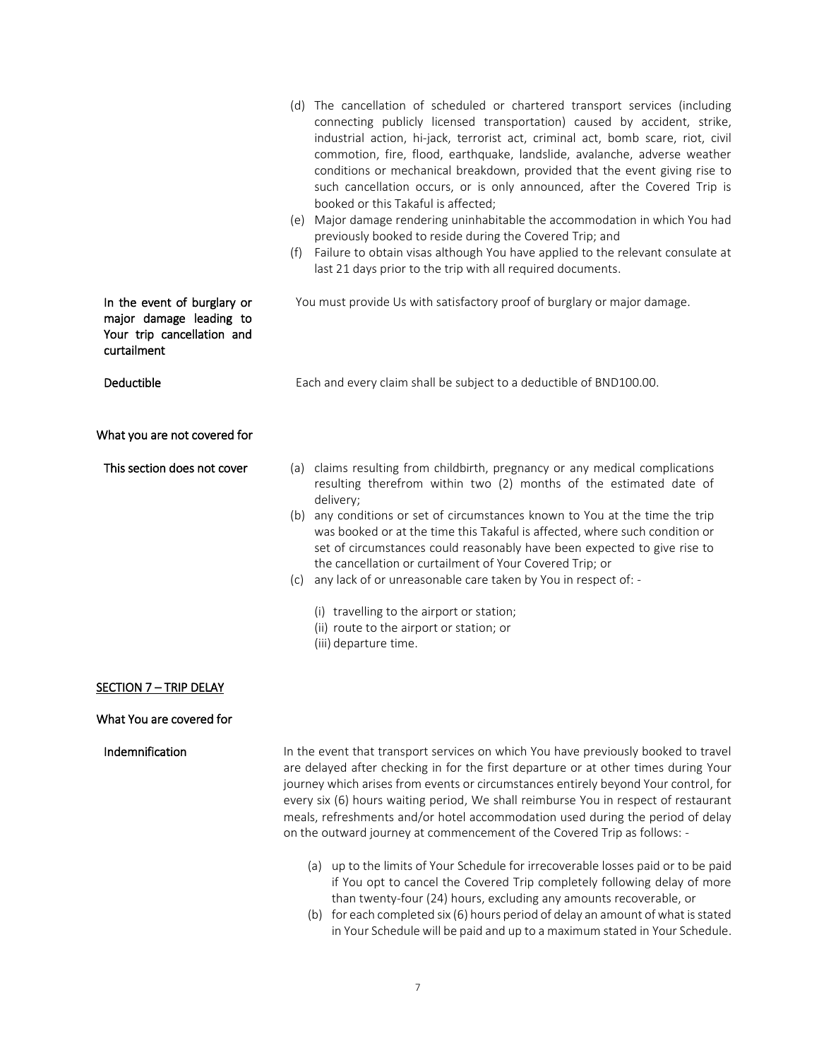(d) The cancellation of scheduled or chartered transport services (including connecting publicly licensed transportation) caused by accident, strike, industrial action, hi-jack, terrorist act, criminal act, bomb scare, riot, civil commotion, fire, flood, earthquake, landslide, avalanche, adverse weather conditions or mechanical breakdown, provided that the event giving rise to such cancellation occurs, or is only announced, after the Covered Trip is booked or this Takaful is affected;

(e) Major damage rendering uninhabitable the accommodation in which You had previously booked to reside during the Covered Trip; and

(f) Failure to obtain visas although You have applied to the relevant consulate at last 21 days prior to the trip with all required documents.

**In the event of burglary or major damage leading to Your trip cancellation and curtailment**

You must provide Us with satisfactory proof of burglary or major damage.

**Deductible**

Each and every claim shall be subject to a deductible of BND100.00.

**What you are not covered for**

**This section does not cover**

(a) claims resulting from childbirth, pregnancy or any medical complications resulting therefrom within two (2) months of the estimated date of delivery;

(b) any conditions or set of circumstances known to You at the time the trip was booked or at the time this Takaful is affected, where such condition or set of circumstances could reasonably have been expected to give rise to the cancellation or curtailment of Your Covered Trip; or

(c) any lack of or unreasonable care taken by You in respect of: -

   (i) travelling to the airport or station;
   (ii) route to the airport or station; or
   (iii) departure time.

**SECTION 7 – TRIP DELAY**

**What You are covered for**

**Indemnification**

In the event that transport services on which You have previously booked to travel are delayed after checking in for the first departure or at other times during Your journey which arises from events or circumstances entirely beyond Your control, for every six (6) hours waiting period, We shall reimburse You in respect of restaurant meals, refreshments and/or hotel accommodation used during the period of delay on the outward journey at commencement of the Covered Trip as follows: -

(a) up to the limits of Your Schedule for irrecoverable losses paid or to be paid if You opt to cancel the Covered Trip completely following delay of more than twenty-four (24) hours, excluding any amounts recoverable, or

(b) for each completed six (6) hours period of delay an amount of what is stated in Your Schedule will be paid and up to a maximum stated in Your Schedule.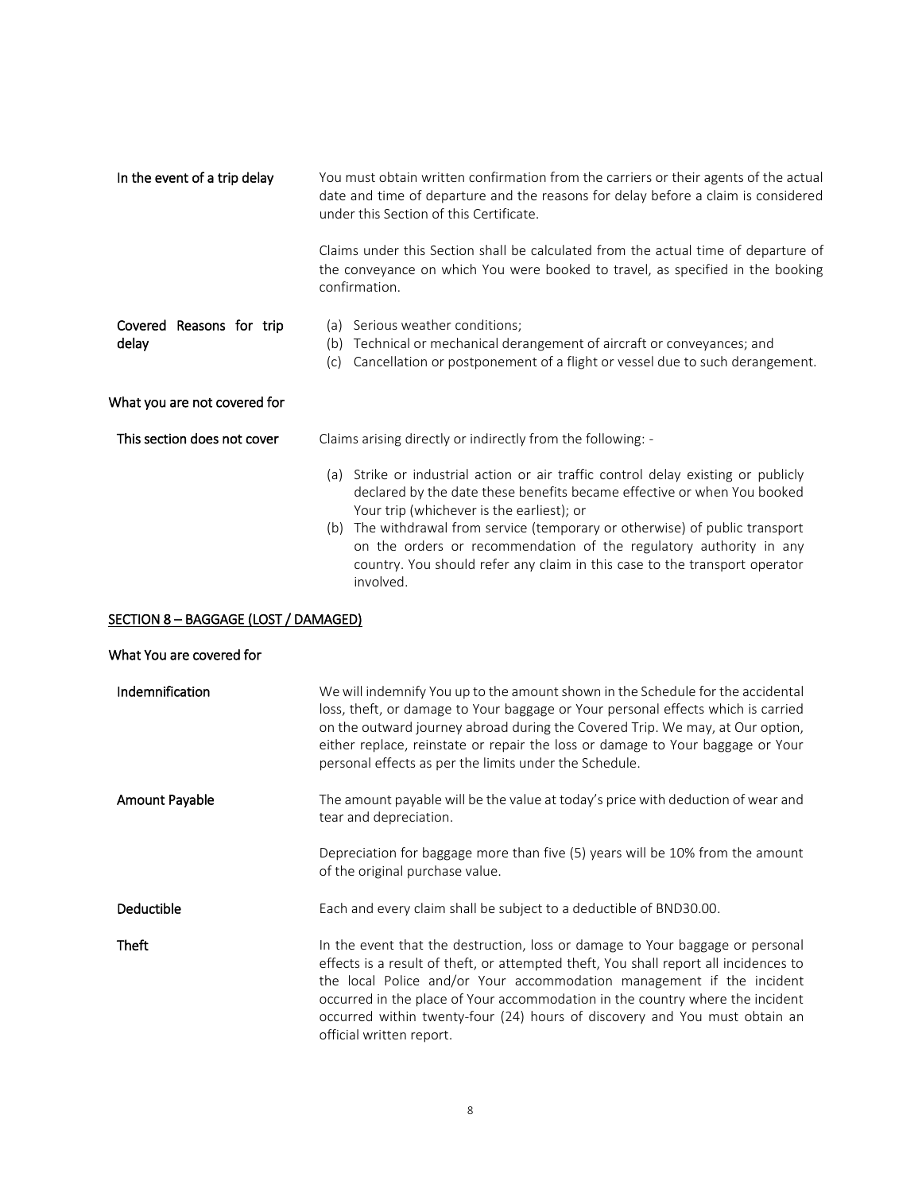**In the event of a trip delay**

You must obtain written confirmation from the carriers or their agents of the actual date and time of departure and the reasons for delay before a claim is considered under this Section of this Certificate.

Claims under this Section shall be calculated from the actual time of departure of the conveyance on which You were booked to travel, as specified in the booking confirmation.

**Covered Reasons for trip delay**

(a) Serious weather conditions;
(b) Technical or mechanical derangement of aircraft or conveyances; and
(c) Cancellation or postponement of a flight or vessel due to such derangement.

### What you are not covered for

**This section does not cover**

Claims arising directly or indirectly from the following: -

(a) Strike or industrial action or air traffic control delay existing or publicly declared by the date these benefits became effective or when You booked Your trip (whichever is the earliest); or
(b) The withdrawal from service (temporary or otherwise) of public transport on the orders or recommendation of the regulatory authority in any country. You should refer any claim in this case to the transport operator involved.

## SECTION 8 – BAGGAGE (LOST / DAMAGED)

### What You are covered for

**Indemnification**

We will indemnify You up to the amount shown in the Schedule for the accidental loss, theft, or damage to Your baggage or Your personal effects which is carried on the outward journey abroad during the Covered Trip. We may, at Our option, either replace, reinstate or repair the loss or damage to Your baggage or Your personal effects as per the limits under the Schedule.

**Amount Payable**

The amount payable will be the value at today's price with deduction of wear and tear and depreciation.

Depreciation for baggage more than five (5) years will be 10% from the amount of the original purchase value.

**Deductible**

Each and every claim shall be subject to a deductible of BND30.00.

**Theft**

In the event that the destruction, loss or damage to Your baggage or personal effects is a result of theft, or attempted theft, You shall report all incidences to the local Police and/or Your accommodation management if the incident occurred in the place of Your accommodation in the country where the incident occurred within twenty-four (24) hours of discovery and You must obtain an official written report.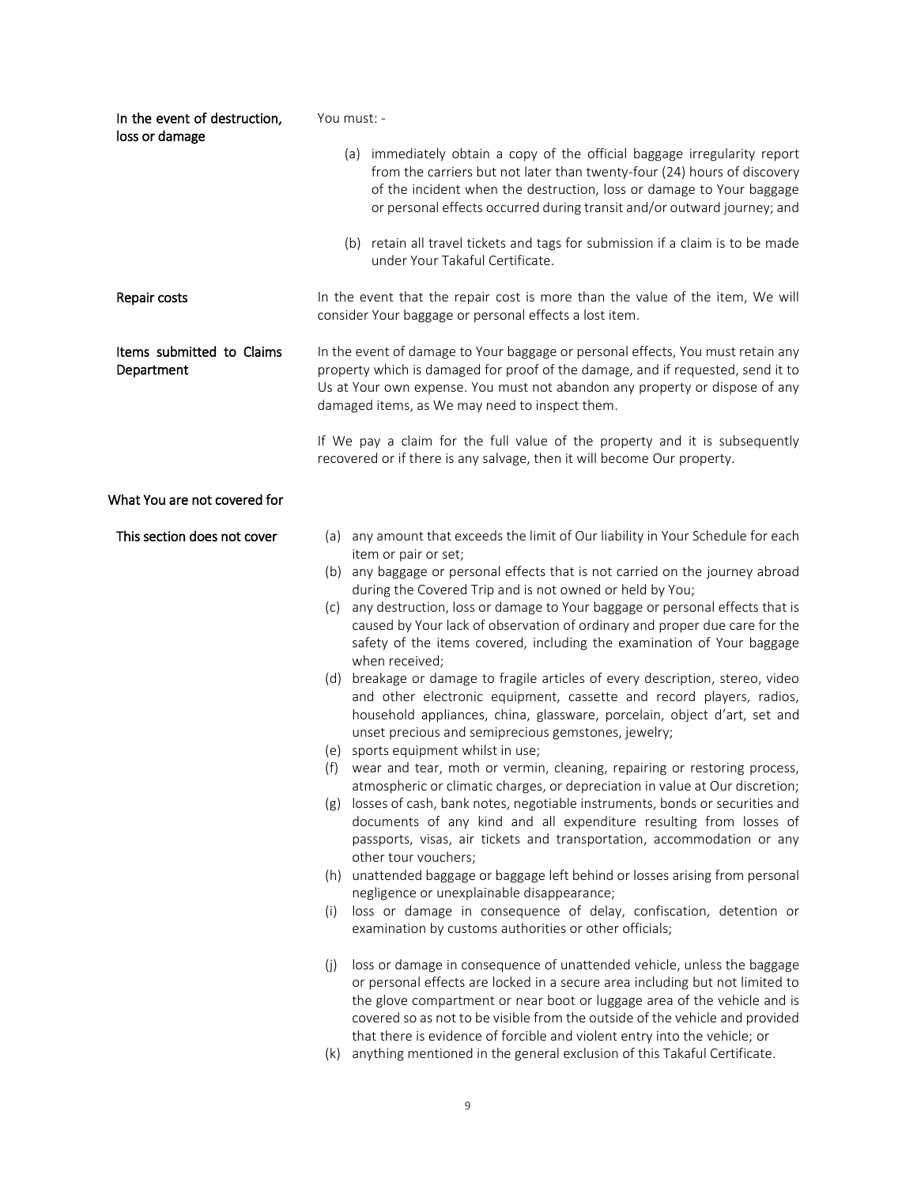**In the event of destruction, loss or damage**

You must: -

(a) immediately obtain a copy of the official baggage irregularity report from the carriers but not later than twenty-four (24) hours of discovery of the incident when the destruction, loss or damage to Your baggage or personal effects occurred during transit and/or outward journey; and

(b) retain all travel tickets and tags for submission if a claim is to be made under Your Takaful Certificate.

**Repair costs**

In the event that the repair cost is more than the value of the item, We will consider Your baggage or personal effects a lost item.

**Items submitted to Claims Department**

In the event of damage to Your baggage or personal effects, You must retain any property which is damaged for proof of the damage, and if requested, send it to Us at Your own expense. You must not abandon any property or dispose of any damaged items, as We may need to inspect them.

If We pay a claim for the full value of the property and it is subsequently recovered or if there is any salvage, then it will become Our property.

## What You are not covered for

**This section does not cover**

(a) any amount that exceeds the limit of Our liability in Your Schedule for each item or pair or set;
(b) any baggage or personal effects that is not carried on the journey abroad during the Covered Trip and is not owned or held by You;
(c) any destruction, loss or damage to Your baggage or personal effects that is caused by Your lack of observation of ordinary and proper due care for the safety of the items covered, including the examination of Your baggage when received;
(d) breakage or damage to fragile articles of every description, stereo, video and other electronic equipment, cassette and record players, radios, household appliances, china, glassware, porcelain, object d'art, set and unset precious and semiprecious gemstones, jewelry;
(e) sports equipment whilst in use;
(f) wear and tear, moth or vermin, cleaning, repairing or restoring process, atmospheric or climatic charges, or depreciation in value at Our discretion;
(g) losses of cash, bank notes, negotiable instruments, bonds or securities and documents of any kind and all expenditure resulting from losses of passports, visas, air tickets and transportation, accommodation or any other tour vouchers;
(h) unattended baggage or baggage left behind or losses arising from personal negligence or unexplainable disappearance;
(i) loss or damage in consequence of delay, confiscation, detention or examination by customs authorities or other officials;
(j) loss or damage in consequence of unattended vehicle, unless the baggage or personal effects are locked in a secure area including but not limited to the glove compartment or near boot or luggage area of the vehicle and is covered so as not to be visible from the outside of the vehicle and provided that there is evidence of forcible and violent entry into the vehicle; or
(k) anything mentioned in the general exclusion of this Takaful Certificate.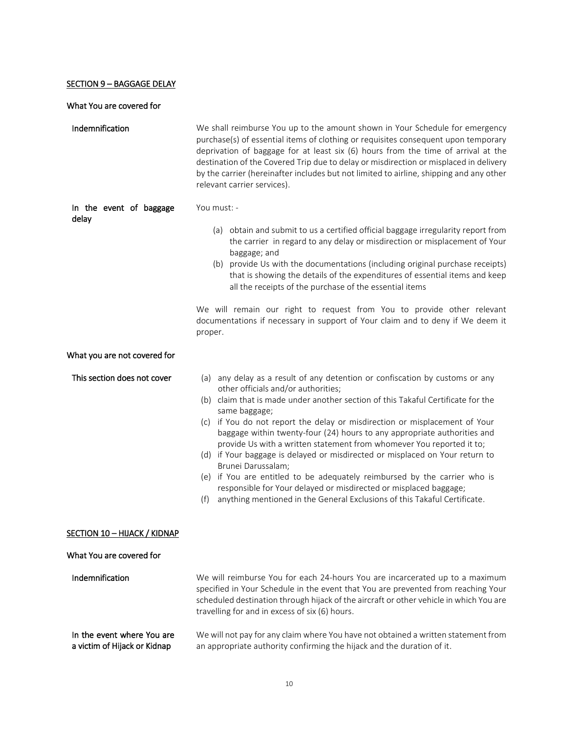## SECTION 9 – BAGGAGE DELAY

### What You are covered for

**Indemnification**

We shall reimburse You up to the amount shown in Your Schedule for emergency purchase(s) of essential items of clothing or requisites consequent upon temporary deprivation of baggage for at least six (6) hours from the time of arrival at the destination of the Covered Trip due to delay or misdirection or misplaced in delivery by the carrier (hereinafter includes but not limited to airline, shipping and any other relevant carrier services).

**In the event of baggage delay**

You must: -

(a) obtain and submit to us a certified official baggage irregularity report from the carrier in regard to any delay or misdirection or misplacement of Your baggage; and
(b) provide Us with the documentations (including original purchase receipts) that is showing the details of the expenditures of essential items and keep all the receipts of the purchase of the essential items

We will remain our right to request from You to provide other relevant documentations if necessary in support of Your claim and to deny if We deem it proper.

### What you are not covered for

**This section does not cover**

(a) any delay as a result of any detention or confiscation by customs or any other officials and/or authorities;
(b) claim that is made under another section of this Takaful Certificate for the same baggage;
(c) if You do not report the delay or misdirection or misplacement of Your baggage within twenty-four (24) hours to any appropriate authorities and provide Us with a written statement from whomever You reported it to;
(d) if Your baggage is delayed or misdirected or misplaced on Your return to Brunei Darussalam;
(e) if You are entitled to be adequately reimbursed by the carrier who is responsible for Your delayed or misdirected or misplaced baggage;
(f) anything mentioned in the General Exclusions of this Takaful Certificate.

## SECTION 10 – HIJACK / KIDNAP

### What You are covered for

**Indemnification**

We will reimburse You for each 24-hours You are incarcerated up to a maximum specified in Your Schedule in the event that You are prevented from reaching Your scheduled destination through hijack of the aircraft or other vehicle in which You are travelling for and in excess of six (6) hours.

**In the event where You are a victim of Hijack or Kidnap**

We will not pay for any claim where You have not obtained a written statement from an appropriate authority confirming the hijack and the duration of it.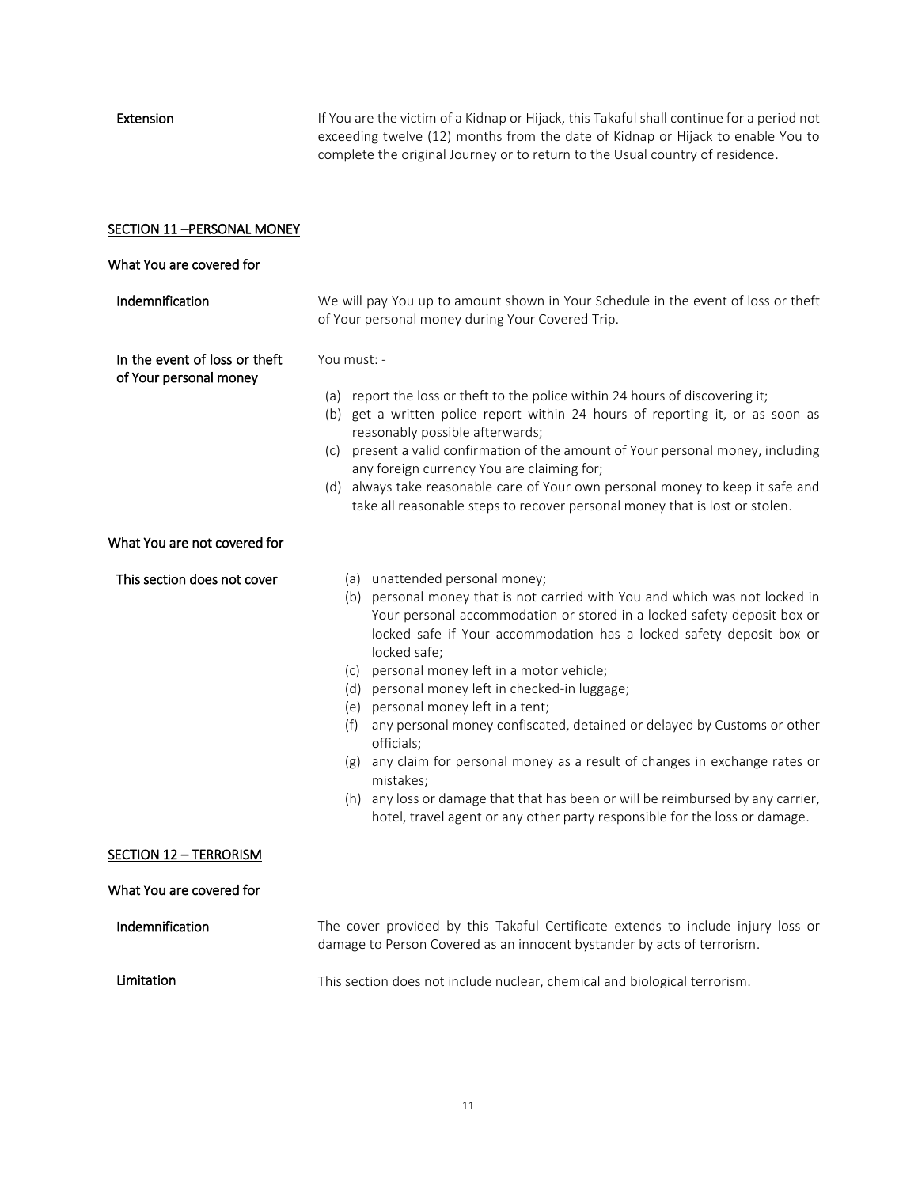**Extension** If You are the victim of a Kidnap or Hijack, this Takaful shall continue for a period not exceeding twelve (12) months from the date of Kidnap or Hijack to enable You to complete the original Journey or to return to the Usual country of residence.

## SECTION 11 –PERSONAL MONEY

### What You are covered for

**Indemnification** We will pay You up to amount shown in Your Schedule in the event of loss or theft of Your personal money during Your Covered Trip.

**In the event of loss or theft of Your personal money**

You must: -

(a) report the loss or theft to the police within 24 hours of discovering it;
(b) get a written police report within 24 hours of reporting it, or as soon as reasonably possible afterwards;
(c) present a valid confirmation of the amount of Your personal money, including any foreign currency You are claiming for;
(d) always take reasonable care of Your own personal money to keep it safe and take all reasonable steps to recover personal money that is lost or stolen.

### What You are not covered for

**This section does not cover**

(a) unattended personal money;
(b) personal money that is not carried with You and which was not locked in Your personal accommodation or stored in a locked safety deposit box or locked safe if Your accommodation has a locked safety deposit box or locked safe;
(c) personal money left in a motor vehicle;
(d) personal money left in checked-in luggage;
(e) personal money left in a tent;
(f) any personal money confiscated, detained or delayed by Customs or other officials;
(g) any claim for personal money as a result of changes in exchange rates or mistakes;
(h) any loss or damage that that has been or will be reimbursed by any carrier, hotel, travel agent or any other party responsible for the loss or damage.

## SECTION 12 – TERRORISM

### What You are covered for

**Indemnification** The cover provided by this Takaful Certificate extends to include injury loss or damage to Person Covered as an innocent bystander by acts of terrorism.

**Limitation** This section does not include nuclear, chemical and biological terrorism.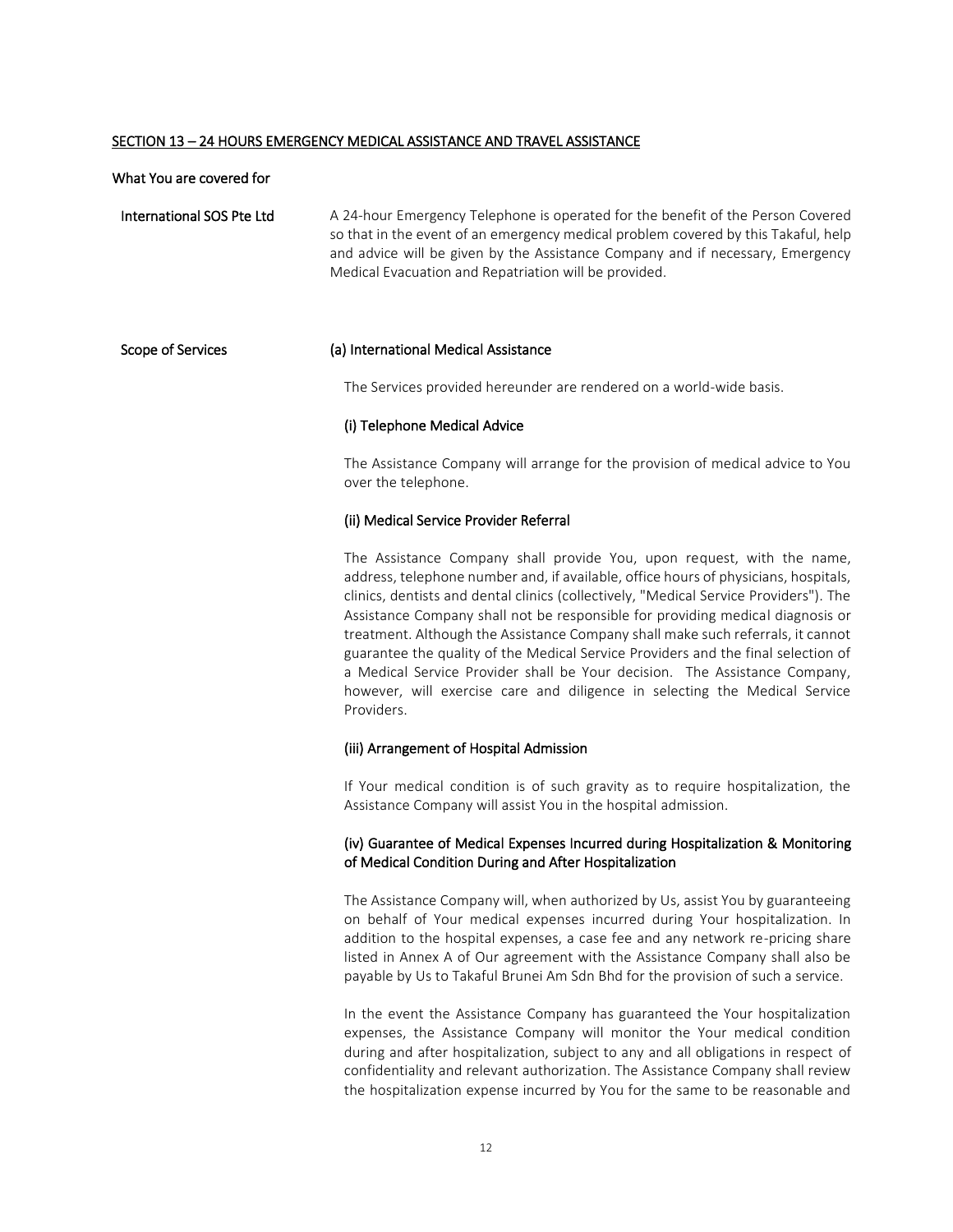## SECTION 13 – 24 HOURS EMERGENCY MEDICAL ASSISTANCE AND TRAVEL ASSISTANCE

### What You are covered for

**International SOS Pte Ltd**

A 24-hour Emergency Telephone is operated for the benefit of the Person Covered so that in the event of an emergency medical problem covered by this Takaful, help and advice will be given by the Assistance Company and if necessary, Emergency Medical Evacuation and Repatriation will be provided.

**Scope of Services**

#### (a) International Medical Assistance

The Services provided hereunder are rendered on a world-wide basis.

##### (i) Telephone Medical Advice

The Assistance Company will arrange for the provision of medical advice to You over the telephone.

##### (ii) Medical Service Provider Referral

The Assistance Company shall provide You, upon request, with the name, address, telephone number and, if available, office hours of physicians, hospitals, clinics, dentists and dental clinics (collectively, "Medical Service Providers"). The Assistance Company shall not be responsible for providing medical diagnosis or treatment. Although the Assistance Company shall make such referrals, it cannot guarantee the quality of the Medical Service Providers and the final selection of a Medical Service Provider shall be Your decision. The Assistance Company, however, will exercise care and diligence in selecting the Medical Service Providers.

##### (iii) Arrangement of Hospital Admission

If Your medical condition is of such gravity as to require hospitalization, the Assistance Company will assist You in the hospital admission.

##### (iv) Guarantee of Medical Expenses Incurred during Hospitalization & Monitoring of Medical Condition During and After Hospitalization

The Assistance Company will, when authorized by Us, assist You by guaranteeing on behalf of Your medical expenses incurred during Your hospitalization. In addition to the hospital expenses, a case fee and any network re-pricing share listed in Annex A of Our agreement with the Assistance Company shall also be payable by Us to Takaful Brunei Am Sdn Bhd for the provision of such a service.

In the event the Assistance Company has guaranteed the Your hospitalization expenses, the Assistance Company will monitor the Your medical condition during and after hospitalization, subject to any and all obligations in respect of confidentiality and relevant authorization. The Assistance Company shall review the hospitalization expense incurred by You for the same to be reasonable and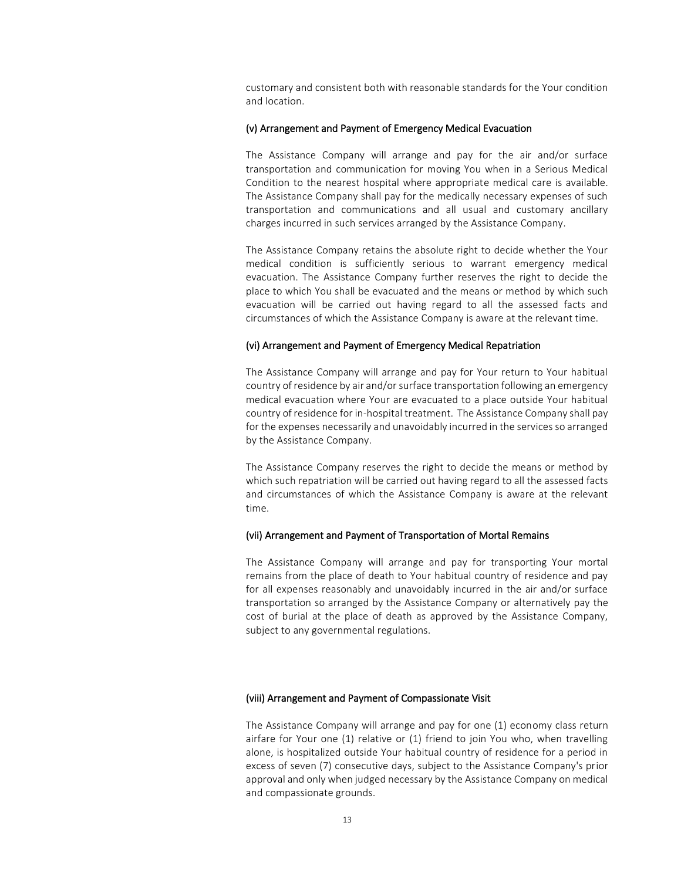customary and consistent both with reasonable standards for the Your condition and location.

#### (v) Arrangement and Payment of Emergency Medical Evacuation

The Assistance Company will arrange and pay for the air and/or surface transportation and communication for moving You when in a Serious Medical Condition to the nearest hospital where appropriate medical care is available. The Assistance Company shall pay for the medically necessary expenses of such transportation and communications and all usual and customary ancillary charges incurred in such services arranged by the Assistance Company.

The Assistance Company retains the absolute right to decide whether the Your medical condition is sufficiently serious to warrant emergency medical evacuation. The Assistance Company further reserves the right to decide the place to which You shall be evacuated and the means or method by which such evacuation will be carried out having regard to all the assessed facts and circumstances of which the Assistance Company is aware at the relevant time.

#### (vi) Arrangement and Payment of Emergency Medical Repatriation

The Assistance Company will arrange and pay for Your return to Your habitual country of residence by air and/or surface transportation following an emergency medical evacuation where Your are evacuated to a place outside Your habitual country of residence for in-hospital treatment. The Assistance Company shall pay for the expenses necessarily and unavoidably incurred in the services so arranged by the Assistance Company.

The Assistance Company reserves the right to decide the means or method by which such repatriation will be carried out having regard to all the assessed facts and circumstances of which the Assistance Company is aware at the relevant time.

#### (vii) Arrangement and Payment of Transportation of Mortal Remains

The Assistance Company will arrange and pay for transporting Your mortal remains from the place of death to Your habitual country of residence and pay for all expenses reasonably and unavoidably incurred in the air and/or surface transportation so arranged by the Assistance Company or alternatively pay the cost of burial at the place of death as approved by the Assistance Company, subject to any governmental regulations.

#### (viii) Arrangement and Payment of Compassionate Visit

The Assistance Company will arrange and pay for one (1) economy class return airfare for Your one (1) relative or (1) friend to join You who, when travelling alone, is hospitalized outside Your habitual country of residence for a period in excess of seven (7) consecutive days, subject to the Assistance Company's prior approval and only when judged necessary by the Assistance Company on medical and compassionate grounds.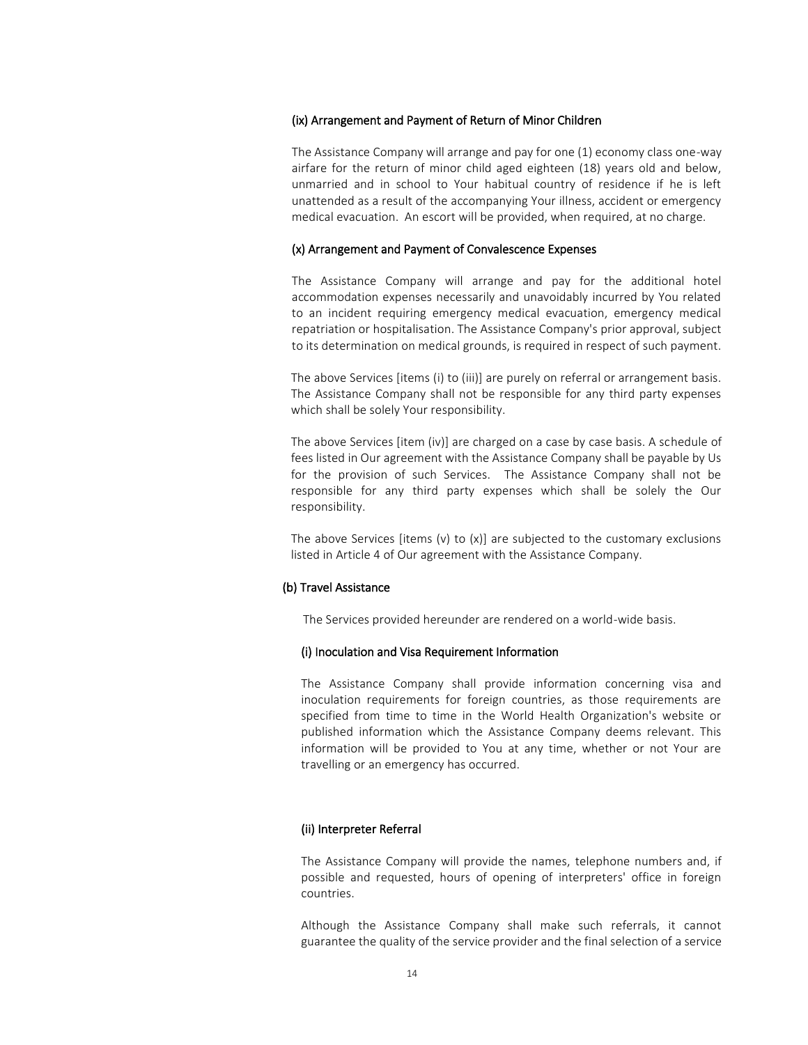#### (ix) Arrangement and Payment of Return of Minor Children

The Assistance Company will arrange and pay for one (1) economy class one-way airfare for the return of minor child aged eighteen (18) years old and below, unmarried and in school to Your habitual country of residence if he is left unattended as a result of the accompanying Your illness, accident or emergency medical evacuation. An escort will be provided, when required, at no charge.

#### (x) Arrangement and Payment of Convalescence Expenses

The Assistance Company will arrange and pay for the additional hotel accommodation expenses necessarily and unavoidably incurred by You related to an incident requiring emergency medical evacuation, emergency medical repatriation or hospitalisation. The Assistance Company's prior approval, subject to its determination on medical grounds, is required in respect of such payment.

The above Services [items (i) to (iii)] are purely on referral or arrangement basis. The Assistance Company shall not be responsible for any third party expenses which shall be solely Your responsibility.

The above Services [item (iv)] are charged on a case by case basis. A schedule of fees listed in Our agreement with the Assistance Company shall be payable by Us for the provision of such Services. The Assistance Company shall not be responsible for any third party expenses which shall be solely the Our responsibility.

The above Services [items (v) to (x)] are subjected to the customary exclusions listed in Article 4 of Our agreement with the Assistance Company.

### (b) Travel Assistance

The Services provided hereunder are rendered on a world-wide basis.

#### (i) Inoculation and Visa Requirement Information

The Assistance Company shall provide information concerning visa and inoculation requirements for foreign countries, as those requirements are specified from time to time in the World Health Organization's website or published information which the Assistance Company deems relevant. This information will be provided to You at any time, whether or not Your are travelling or an emergency has occurred.

#### (ii) Interpreter Referral

The Assistance Company will provide the names, telephone numbers and, if possible and requested, hours of opening of interpreters' office in foreign countries.

Although the Assistance Company shall make such referrals, it cannot guarantee the quality of the service provider and the final selection of a service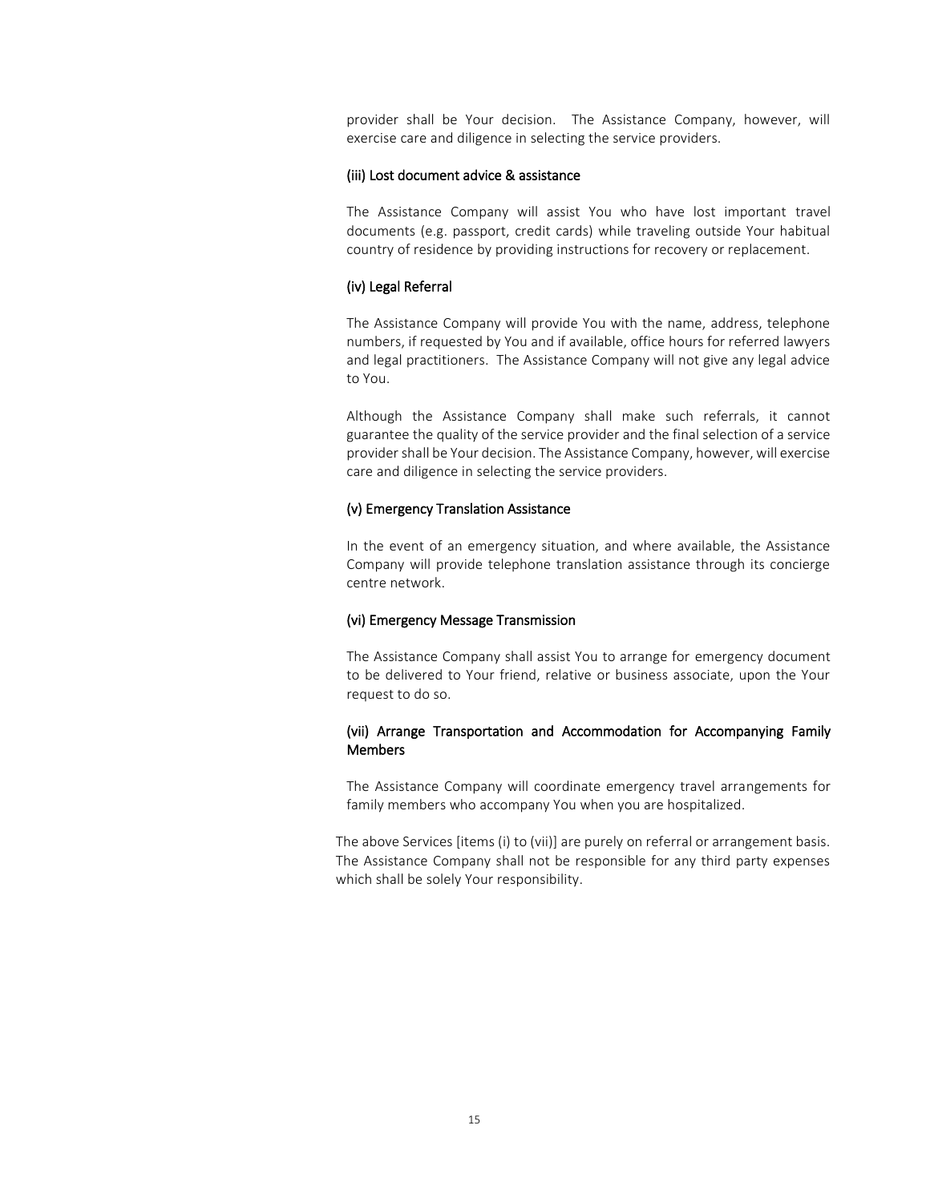provider shall be Your decision. The Assistance Company, however, will exercise care and diligence in selecting the service providers.

#### (iii) Lost document advice & assistance

The Assistance Company will assist You who have lost important travel documents (e.g. passport, credit cards) while traveling outside Your habitual country of residence by providing instructions for recovery or replacement.

#### (iv) Legal Referral

The Assistance Company will provide You with the name, address, telephone numbers, if requested by You and if available, office hours for referred lawyers and legal practitioners. The Assistance Company will not give any legal advice to You.

Although the Assistance Company shall make such referrals, it cannot guarantee the quality of the service provider and the final selection of a service provider shall be Your decision. The Assistance Company, however, will exercise care and diligence in selecting the service providers.

#### (v) Emergency Translation Assistance

In the event of an emergency situation, and where available, the Assistance Company will provide telephone translation assistance through its concierge centre network.

#### (vi) Emergency Message Transmission

The Assistance Company shall assist You to arrange for emergency document to be delivered to Your friend, relative or business associate, upon the Your request to do so.

#### (vii) Arrange Transportation and Accommodation for Accompanying Family Members

The Assistance Company will coordinate emergency travel arrangements for family members who accompany You when you are hospitalized.

The above Services [items (i) to (vii)] are purely on referral or arrangement basis. The Assistance Company shall not be responsible for any third party expenses which shall be solely Your responsibility.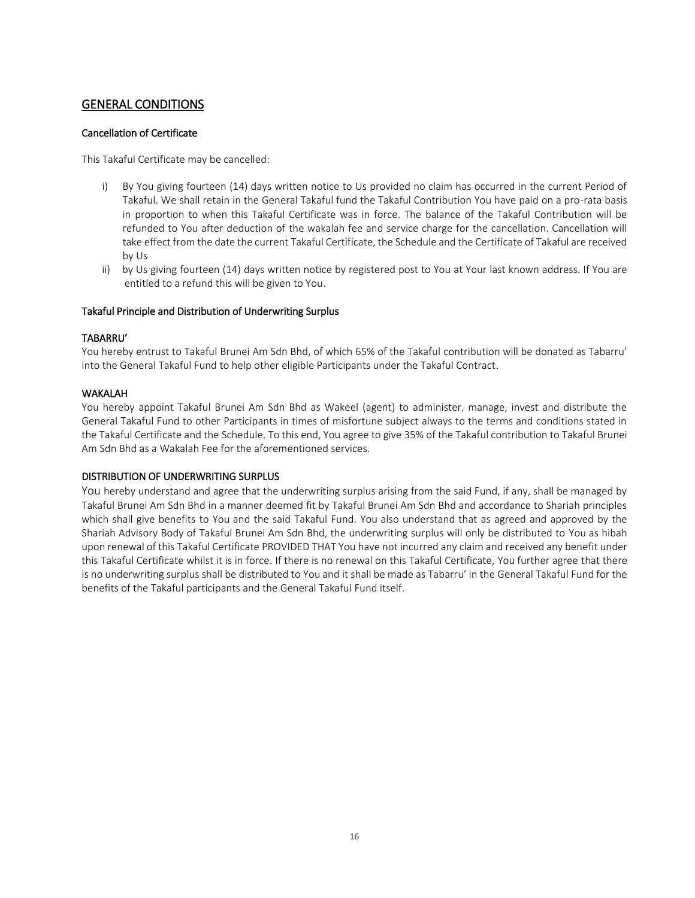## GENERAL CONDITIONS

### Cancellation of Certificate

This Takaful Certificate may be cancelled:

i) By You giving fourteen (14) days written notice to Us provided no claim has occurred in the current Period of Takaful. We shall retain in the General Takaful fund the Takaful Contribution You have paid on a pro-rata basis in proportion to when this Takaful Certificate was in force. The balance of the Takaful Contribution will be refunded to You after deduction of the wakalah fee and service charge for the cancellation. Cancellation will take effect from the date the current Takaful Certificate, the Schedule and the Certificate of Takaful are received by Us

ii) by Us giving fourteen (14) days written notice by registered post to You at Your last known address. If You are entitled to a refund this will be given to You.

### Takaful Principle and Distribution of Underwriting Surplus

#### TABARRU'

You hereby entrust to Takaful Brunei Am Sdn Bhd, of which 65% of the Takaful contribution will be donated as Tabarru' into the General Takaful Fund to help other eligible Participants under the Takaful Contract.

#### WAKALAH

You hereby appoint Takaful Brunei Am Sdn Bhd as Wakeel (agent) to administer, manage, invest and distribute the General Takaful Fund to other Participants in times of misfortune subject always to the terms and conditions stated in the Takaful Certificate and the Schedule. To this end, You agree to give 35% of the Takaful contribution to Takaful Brunei Am Sdn Bhd as a Wakalah Fee for the aforementioned services.

#### DISTRIBUTION OF UNDERWRITING SURPLUS

You hereby understand and agree that the underwriting surplus arising from the said Fund, if any, shall be managed by Takaful Brunei Am Sdn Bhd in a manner deemed fit by Takaful Brunei Am Sdn Bhd and accordance to Shariah principles which shall give benefits to You and the said Takaful Fund. You also understand that as agreed and approved by the Shariah Advisory Body of Takaful Brunei Am Sdn Bhd, the underwriting surplus will only be distributed to You as hibah upon renewal of this Takaful Certificate PROVIDED THAT You have not incurred any claim and received any benefit under this Takaful Certificate whilst it is in force. If there is no renewal on this Takaful Certificate, You further agree that there is no underwriting surplus shall be distributed to You and it shall be made as Tabarru' in the General Takaful Fund for the benefits of the Takaful participants and the General Takaful Fund itself.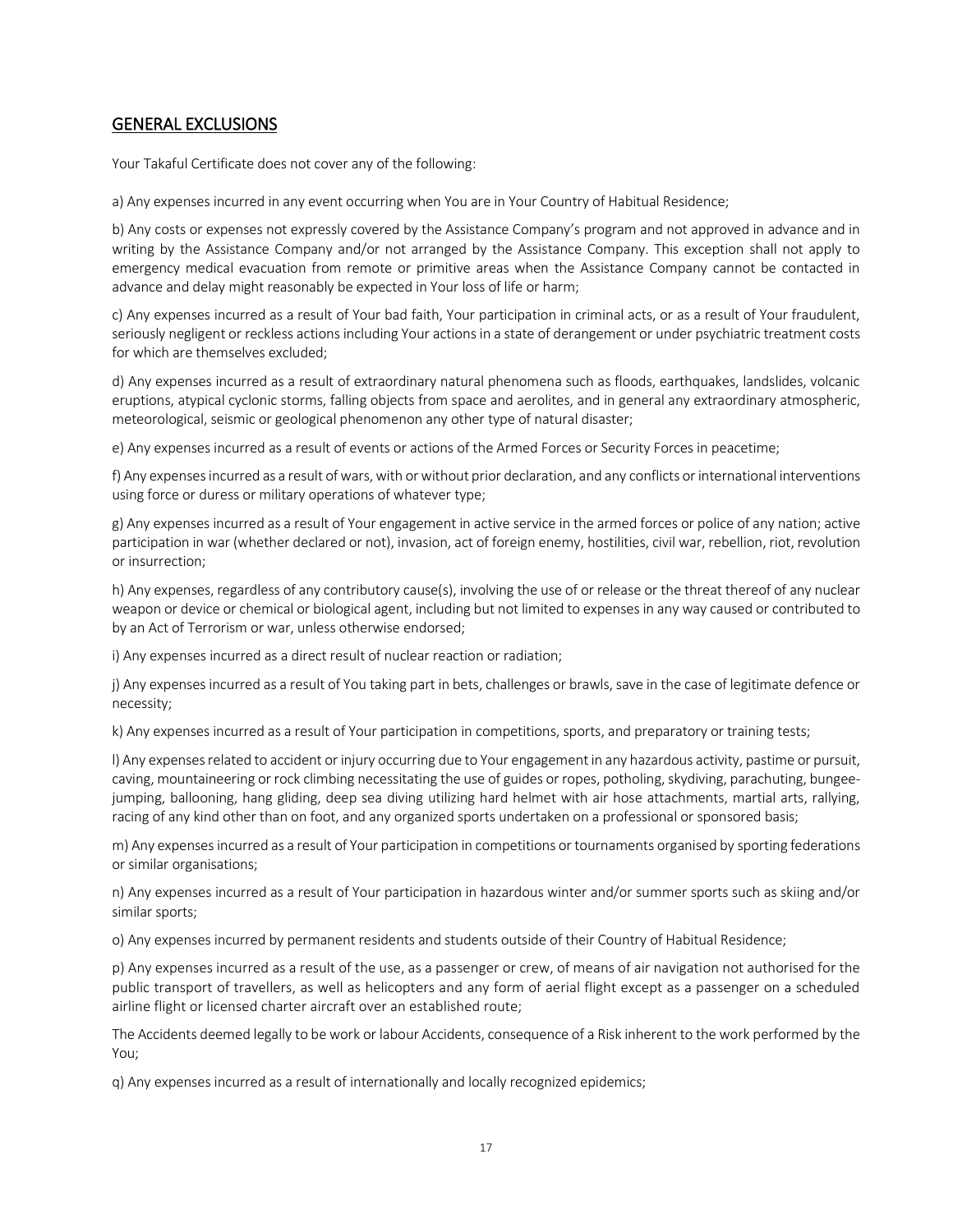## GENERAL EXCLUSIONS

Your Takaful Certificate does not cover any of the following:

a) Any expenses incurred in any event occurring when You are in Your Country of Habitual Residence;

b) Any costs or expenses not expressly covered by the Assistance Company's program and not approved in advance and in writing by the Assistance Company and/or not arranged by the Assistance Company. This exception shall not apply to emergency medical evacuation from remote or primitive areas when the Assistance Company cannot be contacted in advance and delay might reasonably be expected in Your loss of life or harm;

c) Any expenses incurred as a result of Your bad faith, Your participation in criminal acts, or as a result of Your fraudulent, seriously negligent or reckless actions including Your actions in a state of derangement or under psychiatric treatment costs for which are themselves excluded;

d) Any expenses incurred as a result of extraordinary natural phenomena such as floods, earthquakes, landslides, volcanic eruptions, atypical cyclonic storms, falling objects from space and aerolites, and in general any extraordinary atmospheric, meteorological, seismic or geological phenomenon any other type of natural disaster;

e) Any expenses incurred as a result of events or actions of the Armed Forces or Security Forces in peacetime;

f) Any expenses incurred as a result of wars, with or without prior declaration, and any conflicts or international interventions using force or duress or military operations of whatever type;

g) Any expenses incurred as a result of Your engagement in active service in the armed forces or police of any nation; active participation in war (whether declared or not), invasion, act of foreign enemy, hostilities, civil war, rebellion, riot, revolution or insurrection;

h) Any expenses, regardless of any contributory cause(s), involving the use of or release or the threat thereof of any nuclear weapon or device or chemical or biological agent, including but not limited to expenses in any way caused or contributed to by an Act of Terrorism or war, unless otherwise endorsed;

i) Any expenses incurred as a direct result of nuclear reaction or radiation;

j) Any expenses incurred as a result of You taking part in bets, challenges or brawls, save in the case of legitimate defence or necessity;

k) Any expenses incurred as a result of Your participation in competitions, sports, and preparatory or training tests;

l) Any expenses related to accident or injury occurring due to Your engagement in any hazardous activity, pastime or pursuit, caving, mountaineering or rock climbing necessitating the use of guides or ropes, potholing, skydiving, parachuting, bungee-jumping, ballooning, hang gliding, deep sea diving utilizing hard helmet with air hose attachments, martial arts, rallying, racing of any kind other than on foot, and any organized sports undertaken on a professional or sponsored basis;

m) Any expenses incurred as a result of Your participation in competitions or tournaments organised by sporting federations or similar organisations;

n) Any expenses incurred as a result of Your participation in hazardous winter and/or summer sports such as skiing and/or similar sports;

o) Any expenses incurred by permanent residents and students outside of their Country of Habitual Residence;

p) Any expenses incurred as a result of the use, as a passenger or crew, of means of air navigation not authorised for the public transport of travellers, as well as helicopters and any form of aerial flight except as a passenger on a scheduled airline flight or licensed charter aircraft over an established route;

The Accidents deemed legally to be work or labour Accidents, consequence of a Risk inherent to the work performed by the You;

q) Any expenses incurred as a result of internationally and locally recognized epidemics;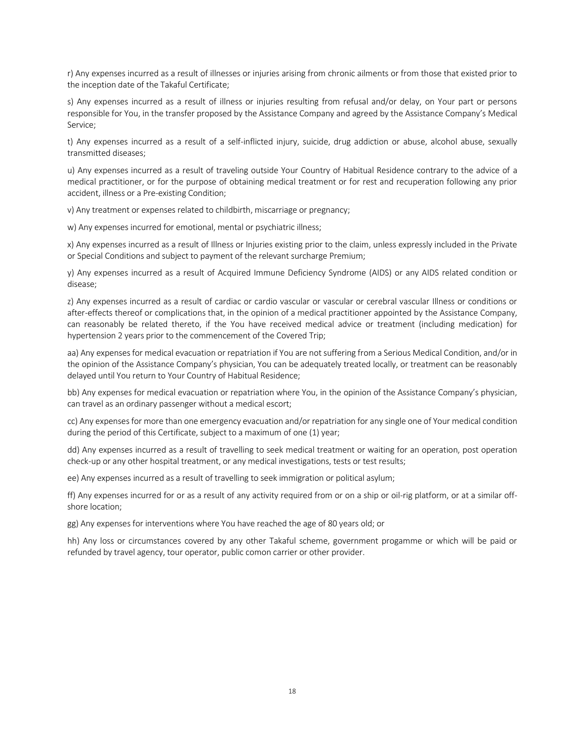r) Any expenses incurred as a result of illnesses or injuries arising from chronic ailments or from those that existed prior to the inception date of the Takaful Certificate;

s) Any expenses incurred as a result of illness or injuries resulting from refusal and/or delay, on Your part or persons responsible for You, in the transfer proposed by the Assistance Company and agreed by the Assistance Company's Medical Service;

t) Any expenses incurred as a result of a self-inflicted injury, suicide, drug addiction or abuse, alcohol abuse, sexually transmitted diseases;

u) Any expenses incurred as a result of traveling outside Your Country of Habitual Residence contrary to the advice of a medical practitioner, or for the purpose of obtaining medical treatment or for rest and recuperation following any prior accident, illness or a Pre-existing Condition;

v) Any treatment or expenses related to childbirth, miscarriage or pregnancy;

w) Any expenses incurred for emotional, mental or psychiatric illness;

x) Any expenses incurred as a result of Illness or Injuries existing prior to the claim, unless expressly included in the Private or Special Conditions and subject to payment of the relevant surcharge Premium;

y) Any expenses incurred as a result of Acquired Immune Deficiency Syndrome (AIDS) or any AIDS related condition or disease;

z) Any expenses incurred as a result of cardiac or cardio vascular or vascular or cerebral vascular Illness or conditions or after-effects thereof or complications that, in the opinion of a medical practitioner appointed by the Assistance Company, can reasonably be related thereto, if the You have received medical advice or treatment (including medication) for hypertension 2 years prior to the commencement of the Covered Trip;

aa) Any expenses for medical evacuation or repatriation if You are not suffering from a Serious Medical Condition, and/or in the opinion of the Assistance Company's physician, You can be adequately treated locally, or treatment can be reasonably delayed until You return to Your Country of Habitual Residence;

bb) Any expenses for medical evacuation or repatriation where You, in the opinion of the Assistance Company's physician, can travel as an ordinary passenger without a medical escort;

cc) Any expenses for more than one emergency evacuation and/or repatriation for any single one of Your medical condition during the period of this Certificate, subject to a maximum of one (1) year;

dd) Any expenses incurred as a result of travelling to seek medical treatment or waiting for an operation, post operation check-up or any other hospital treatment, or any medical investigations, tests or test results;

ee) Any expenses incurred as a result of travelling to seek immigration or political asylum;

ff) Any expenses incurred for or as a result of any activity required from or on a ship or oil-rig platform, or at a similar off-shore location;

gg) Any expenses for interventions where You have reached the age of 80 years old; or

hh) Any loss or circumstances covered by any other Takaful scheme, government progamme or which will be paid or refunded by travel agency, tour operator, public comon carrier or other provider.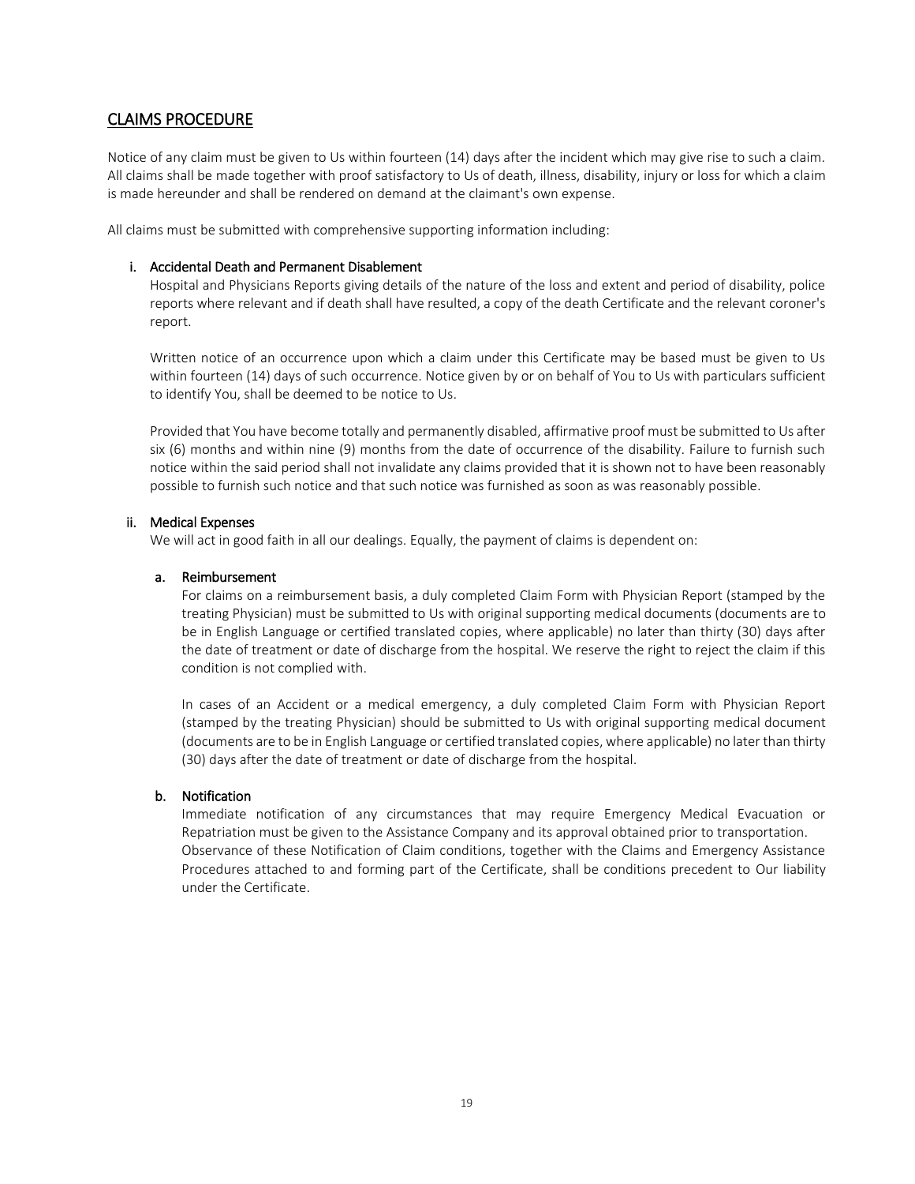## CLAIMS PROCEDURE

Notice of any claim must be given to Us within fourteen (14) days after the incident which may give rise to such a claim. All claims shall be made together with proof satisfactory to Us of death, illness, disability, injury or loss for which a claim is made hereunder and shall be rendered on demand at the claimant's own expense.

All claims must be submitted with comprehensive supporting information including:

**i. Accidental Death and Permanent Disablement**

Hospital and Physicians Reports giving details of the nature of the loss and extent and period of disability, police reports where relevant and if death shall have resulted, a copy of the death Certificate and the relevant coroner's report.

Written notice of an occurrence upon which a claim under this Certificate may be based must be given to Us within fourteen (14) days of such occurrence. Notice given by or on behalf of You to Us with particulars sufficient to identify You, shall be deemed to be notice to Us.

Provided that You have become totally and permanently disabled, affirmative proof must be submitted to Us after six (6) months and within nine (9) months from the date of occurrence of the disability. Failure to furnish such notice within the said period shall not invalidate any claims provided that it is shown not to have been reasonably possible to furnish such notice and that such notice was furnished as soon as was reasonably possible.

**ii. Medical Expenses**

We will act in good faith in all our dealings. Equally, the payment of claims is dependent on:

**a. Reimbursement**

For claims on a reimbursement basis, a duly completed Claim Form with Physician Report (stamped by the treating Physician) must be submitted to Us with original supporting medical documents (documents are to be in English Language or certified translated copies, where applicable) no later than thirty (30) days after the date of treatment or date of discharge from the hospital. We reserve the right to reject the claim if this condition is not complied with.

In cases of an Accident or a medical emergency, a duly completed Claim Form with Physician Report (stamped by the treating Physician) should be submitted to Us with original supporting medical document (documents are to be in English Language or certified translated copies, where applicable) no later than thirty (30) days after the date of treatment or date of discharge from the hospital.

**b. Notification**

Immediate notification of any circumstances that may require Emergency Medical Evacuation or Repatriation must be given to the Assistance Company and its approval obtained prior to transportation. Observance of these Notification of Claim conditions, together with the Claims and Emergency Assistance Procedures attached to and forming part of the Certificate, shall be conditions precedent to Our liability under the Certificate.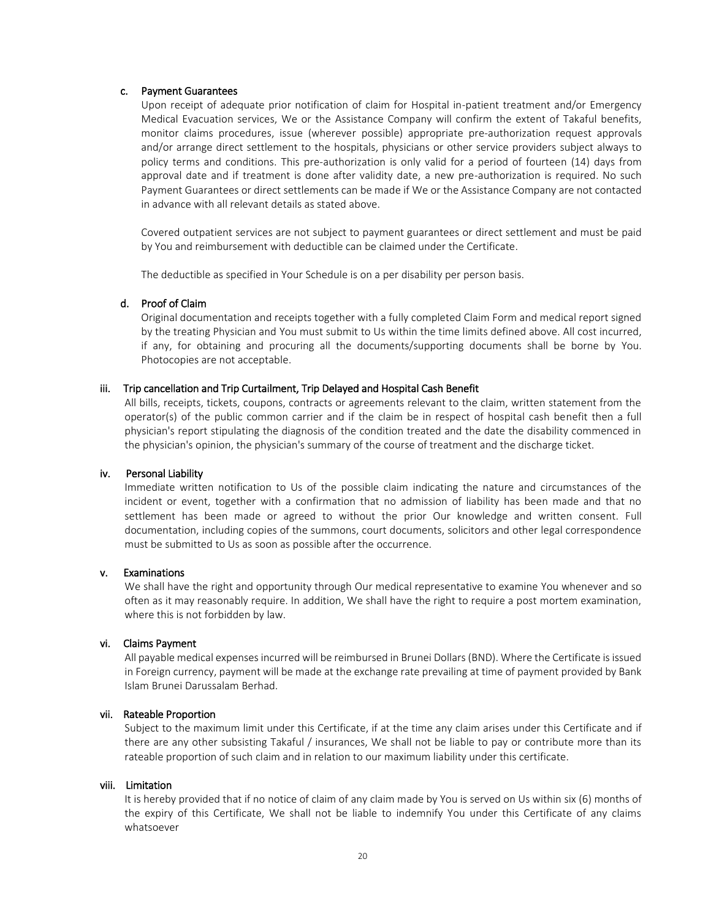#### c. Payment Guarantees

Upon receipt of adequate prior notification of claim for Hospital in-patient treatment and/or Emergency Medical Evacuation services, We or the Assistance Company will confirm the extent of Takaful benefits, monitor claims procedures, issue (wherever possible) appropriate pre-authorization request approvals and/or arrange direct settlement to the hospitals, physicians or other service providers subject always to policy terms and conditions. This pre-authorization is only valid for a period of fourteen (14) days from approval date and if treatment is done after validity date, a new pre-authorization is required. No such Payment Guarantees or direct settlements can be made if We or the Assistance Company are not contacted in advance with all relevant details as stated above.

Covered outpatient services are not subject to payment guarantees or direct settlement and must be paid by You and reimbursement with deductible can be claimed under the Certificate.

The deductible as specified in Your Schedule is on a per disability per person basis.

#### d. Proof of Claim

Original documentation and receipts together with a fully completed Claim Form and medical report signed by the treating Physician and You must submit to Us within the time limits defined above. All cost incurred, if any, for obtaining and procuring all the documents/supporting documents shall be borne by You. Photocopies are not acceptable.

### iii. Trip cancellation and Trip Curtailment, Trip Delayed and Hospital Cash Benefit

All bills, receipts, tickets, coupons, contracts or agreements relevant to the claim, written statement from the operator(s) of the public common carrier and if the claim be in respect of hospital cash benefit then a full physician's report stipulating the diagnosis of the condition treated and the date the disability commenced in the physician's opinion, the physician's summary of the course of treatment and the discharge ticket.

### iv. Personal Liability

Immediate written notification to Us of the possible claim indicating the nature and circumstances of the incident or event, together with a confirmation that no admission of liability has been made and that no settlement has been made or agreed to without the prior Our knowledge and written consent. Full documentation, including copies of the summons, court documents, solicitors and other legal correspondence must be submitted to Us as soon as possible after the occurrence.

### v. Examinations

We shall have the right and opportunity through Our medical representative to examine You whenever and so often as it may reasonably require. In addition, We shall have the right to require a post mortem examination, where this is not forbidden by law.

### vi. Claims Payment

All payable medical expenses incurred will be reimbursed in Brunei Dollars (BND). Where the Certificate is issued in Foreign currency, payment will be made at the exchange rate prevailing at time of payment provided by Bank Islam Brunei Darussalam Berhad.

### vii. Rateable Proportion

Subject to the maximum limit under this Certificate, if at the time any claim arises under this Certificate and if there are any other subsisting Takaful / insurances, We shall not be liable to pay or contribute more than its rateable proportion of such claim and in relation to our maximum liability under this certificate.

### viii. Limitation

It is hereby provided that if no notice of claim of any claim made by You is served on Us within six (6) months of the expiry of this Certificate, We shall not be liable to indemnify You under this Certificate of any claims whatsoever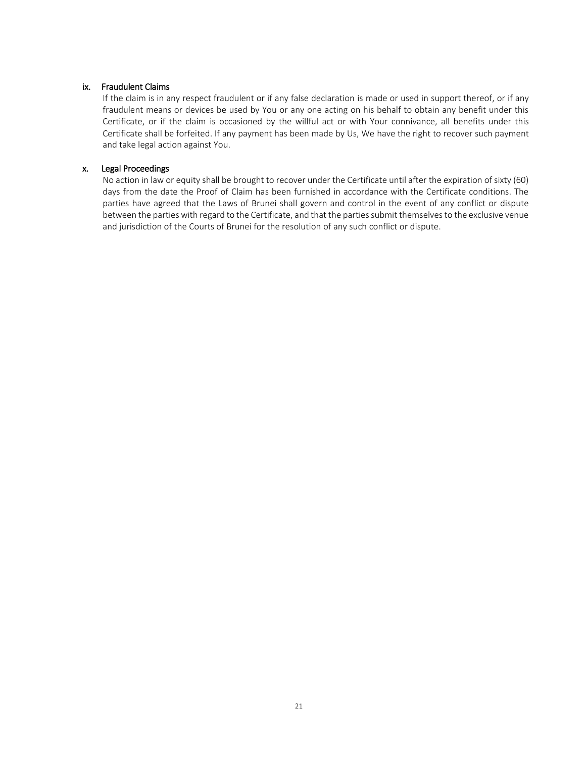### ix. Fraudulent Claims

If the claim is in any respect fraudulent or if any false declaration is made or used in support thereof, or if any fraudulent means or devices be used by You or any one acting on his behalf to obtain any benefit under this Certificate, or if the claim is occasioned by the willful act or with Your connivance, all benefits under this Certificate shall be forfeited. If any payment has been made by Us, We have the right to recover such payment and take legal action against You.

### x. Legal Proceedings

No action in law or equity shall be brought to recover under the Certificate until after the expiration of sixty (60) days from the date the Proof of Claim has been furnished in accordance with the Certificate conditions. The parties have agreed that the Laws of Brunei shall govern and control in the event of any conflict or dispute between the parties with regard to the Certificate, and that the parties submit themselves to the exclusive venue and jurisdiction of the Courts of Brunei for the resolution of any such conflict or dispute.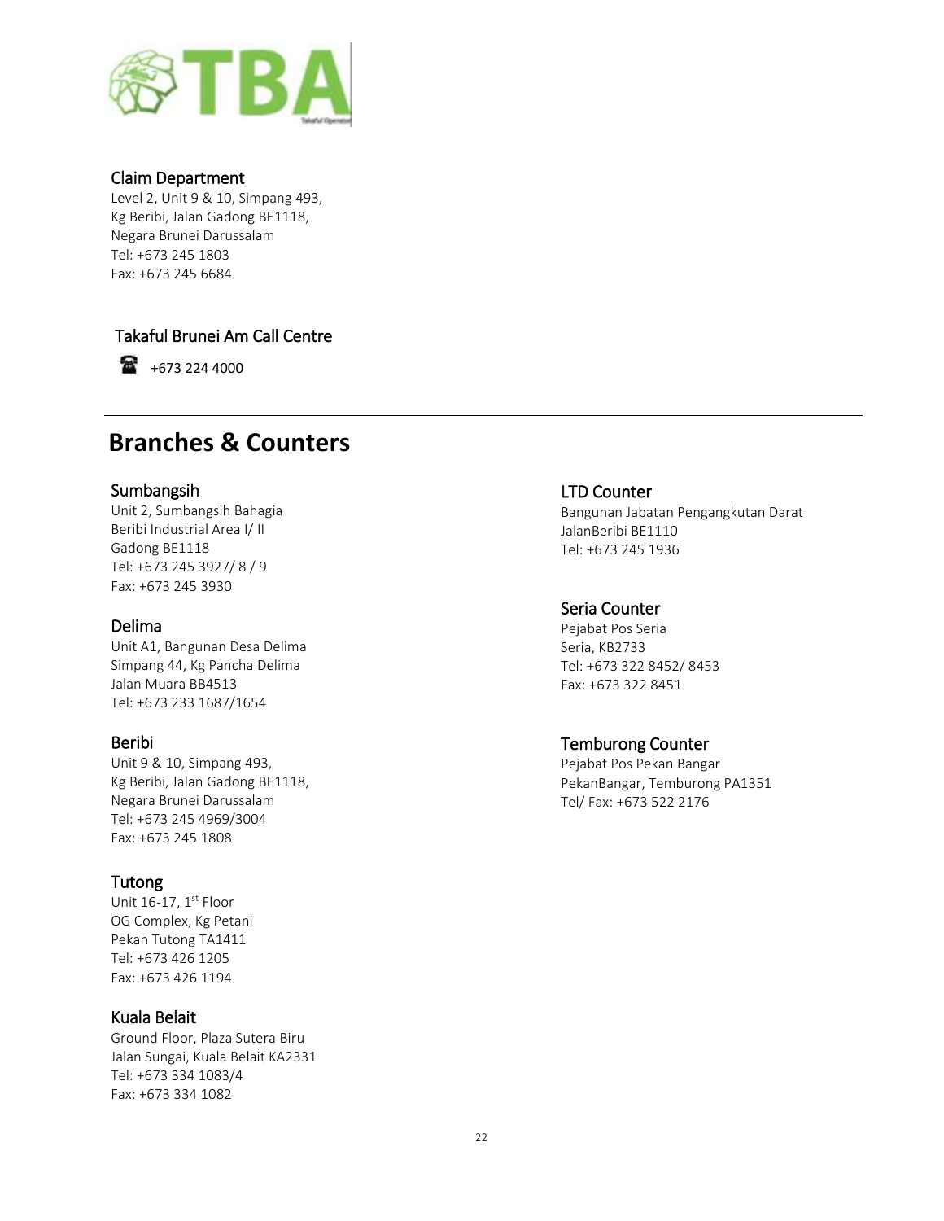### Claim Department

Level 2, Unit 9 & 10, Simpang 493,
Kg Beribi, Jalan Gadong BE1118,
Negara Brunei Darussalam
Tel: +673 245 1803
Fax: +673 245 6684

### Takaful Brunei Am Call Centre

☎ +673 224 4000

---

## Branches & Counters

### Sumbangsih

Unit 2, Sumbangsih Bahagia
Beribi Industrial Area I/ II
Gadong BE1118
Tel: +673 245 3927/ 8 / 9
Fax: +673 245 3930

### Delima

Unit A1, Bangunan Desa Delima
Simpang 44, Kg Pancha Delima
Jalan Muara BB4513
Tel: +673 233 1687/1654

### Beribi

Unit 9 & 10, Simpang 493,
Kg Beribi, Jalan Gadong BE1118,
Negara Brunei Darussalam
Tel: +673 245 4969/3004
Fax: +673 245 1808

### Tutong

Unit 16-17, 1st Floor
OG Complex, Kg Petani
Pekan Tutong TA1411
Tel: +673 426 1205
Fax: +673 426 1194

### Kuala Belait

Ground Floor, Plaza Sutera Biru
Jalan Sungai, Kuala Belait KA2331
Tel: +673 334 1083/4
Fax: +673 334 1082

### LTD Counter

Bangunan Jabatan Pengangkutan Darat
JalanBeribi BE1110
Tel: +673 245 1936

### Seria Counter

Pejabat Pos Seria
Seria, KB2733
Tel: +673 322 8452/ 8453
Fax: +673 322 8451

### Temburong Counter

Pejabat Pos Pekan Bangar
PekanBangar, Temburong PA1351
Tel/ Fax: +673 522 2176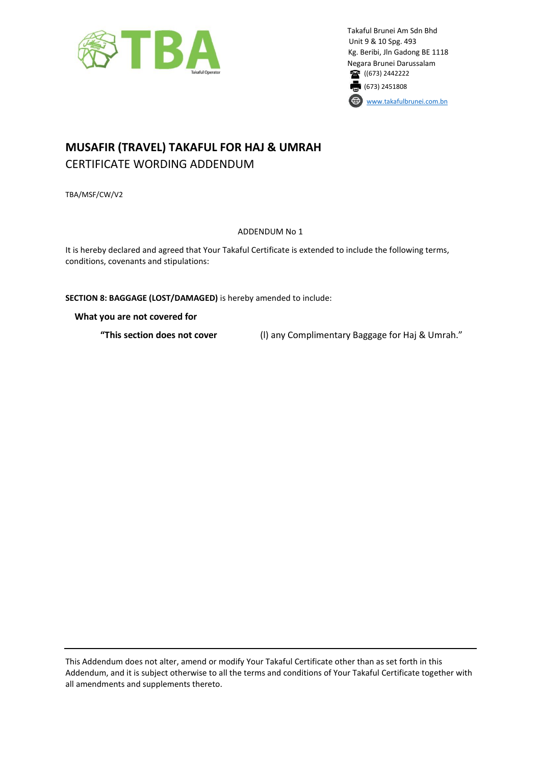Takaful Brunei Am Sdn Bhd
Unit 9 & 10 Spg. 493
Kg. Beribi, Jln Gadong BE 1118
Negara Brunei Darussalam
((673) 2442222
(673) 2451808
www.takafulbrunei.com.bn

# MUSAFIR (TRAVEL) TAKAFUL FOR HAJ & UMRAH

## CERTIFICATE WORDING ADDENDUM

TBA/MSF/CW/V2

ADDENDUM No 1

It is hereby declared and agreed that Your Takaful Certificate is extended to include the following terms, conditions, covenants and stipulations:

**SECTION 8: BAGGAGE (LOST/DAMAGED)** is hereby amended to include:

**What you are not covered for**

**"This section does not cover** (l) any Complimentary Baggage for Haj & Umrah."

---

This Addendum does not alter, amend or modify Your Takaful Certificate other than as set forth in this Addendum, and it is subject otherwise to all the terms and conditions of Your Takaful Certificate together with all amendments and supplements thereto.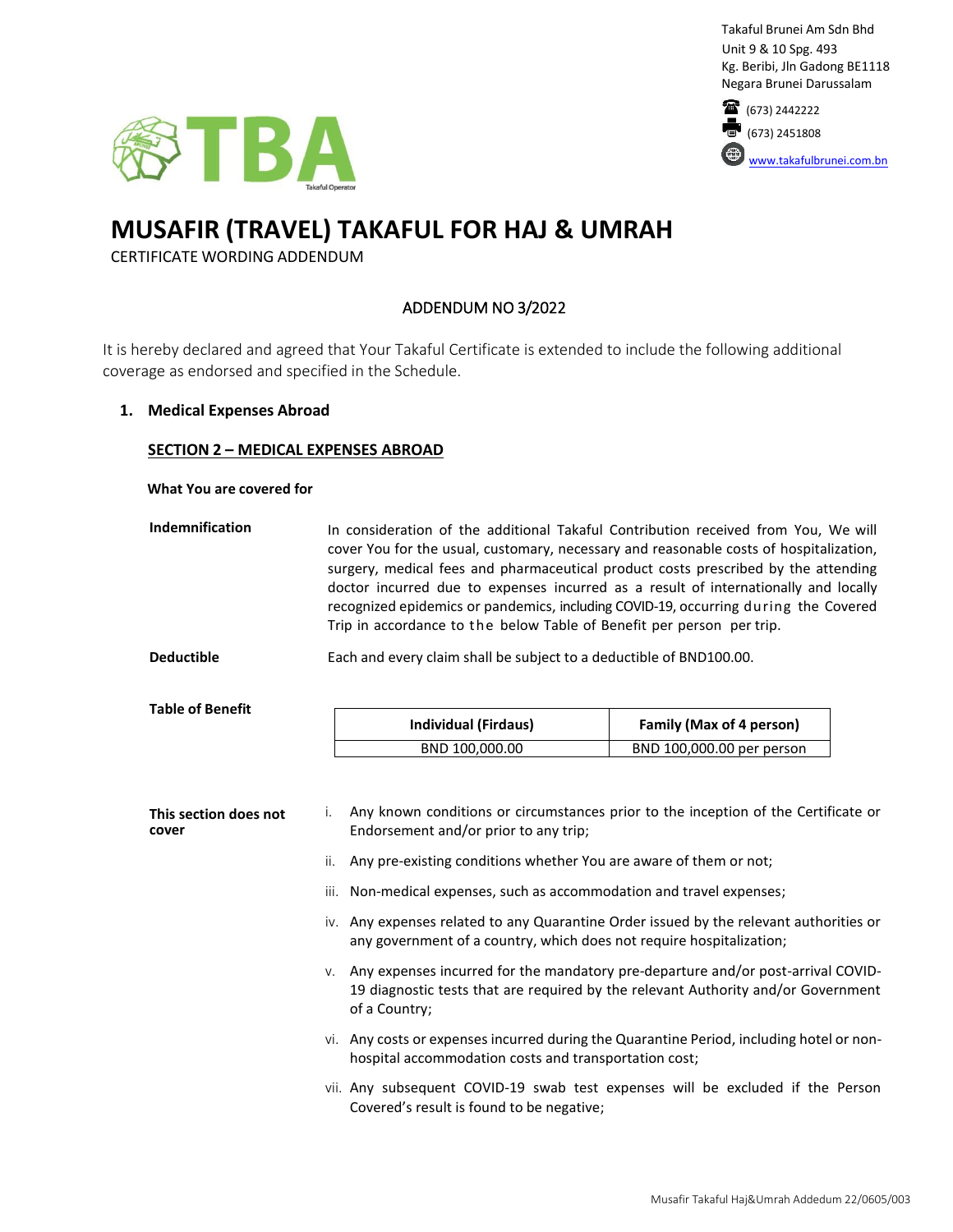Takaful Brunei Am Sdn Bhd
Unit 9 & 10 Spg. 493
Kg. Beribi, Jln Gadong BE1118
Negara Brunei Darussalam

(673) 2442222
(673) 2451808
www.takafulbrunei.com.bn

TBA
Takaful Operator

# MUSAFIR (TRAVEL) TAKAFUL FOR HAJ & UMRAH

CERTIFICATE WORDING ADDENDUM

ADDENDUM NO 3/2022

It is hereby declared and agreed that Your Takaful Certificate is extended to include the following additional coverage as endorsed and specified in the Schedule.

**1. Medical Expenses Abroad**

## SECTION 2 – MEDICAL EXPENSES ABROAD

**What You are covered for**

**Indemnification**

In consideration of the additional Takaful Contribution received from You, We will cover You for the usual, customary, necessary and reasonable costs of hospitalization, surgery, medical fees and pharmaceutical product costs prescribed by the attending doctor incurred due to expenses incurred as a result of internationally and locally recognized epidemics or pandemics, including COVID-19, occurring during the Covered Trip in accordance to the below Table of Benefit per person per trip.

**Deductible**

Each and every claim shall be subject to a deductible of BND100.00.

**Table of Benefit**

| Individual (Firdaus) | Family (Max of 4 person) |
|---|---|
| BND 100,000.00 | BND 100,000.00 per person |

**This section does not cover**

i. Any known conditions or circumstances prior to the inception of the Certificate or Endorsement and/or prior to any trip;

ii. Any pre-existing conditions whether You are aware of them or not;

iii. Non-medical expenses, such as accommodation and travel expenses;

iv. Any expenses related to any Quarantine Order issued by the relevant authorities or any government of a country, which does not require hospitalization;

v. Any expenses incurred for the mandatory pre-departure and/or post-arrival COVID-19 diagnostic tests that are required by the relevant Authority and/or Government of a Country;

vi. Any costs or expenses incurred during the Quarantine Period, including hotel or non-hospital accommodation costs and transportation cost;

vii. Any subsequent COVID-19 swab test expenses will be excluded if the Person Covered's result is found to be negative;

Musafir Takaful Haj&Umrah Addedum 22/0605/003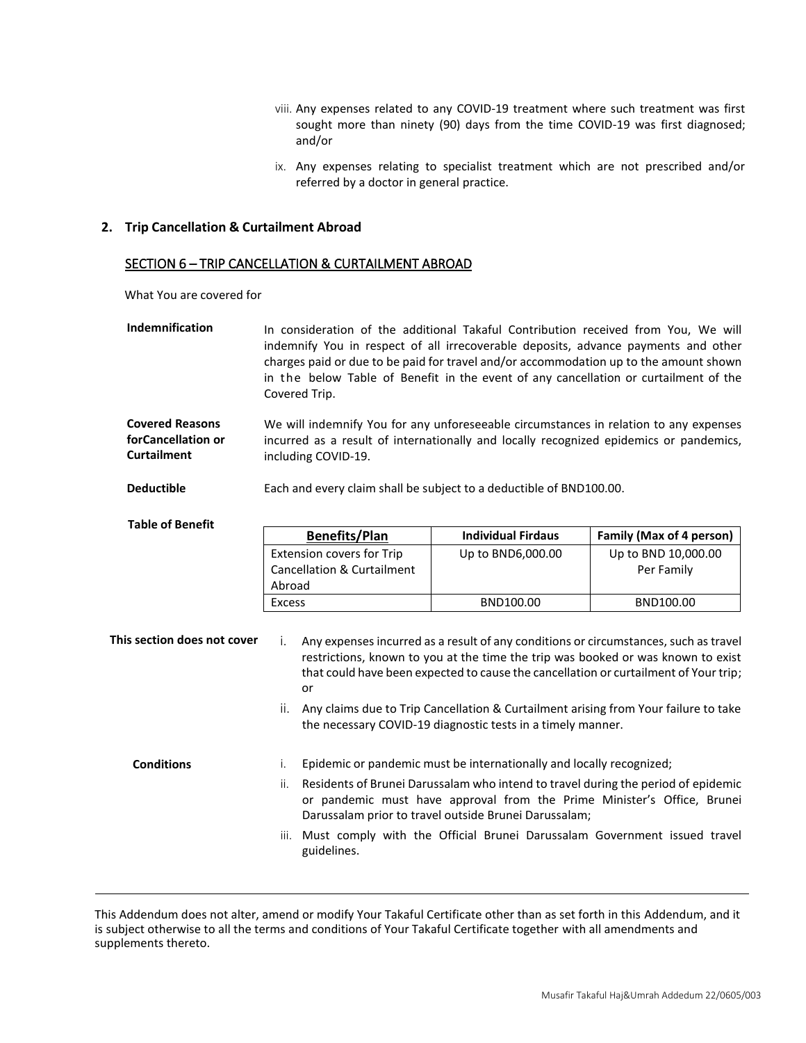viii. Any expenses related to any COVID-19 treatment where such treatment was first sought more than ninety (90) days from the time COVID-19 was first diagnosed; and/or

ix. Any expenses relating to specialist treatment which are not prescribed and/or referred by a doctor in general practice.

## 2. Trip Cancellation & Curtailment Abroad

### SECTION 6 – TRIP CANCELLATION & CURTAILMENT ABROAD

What You are covered for

**Indemnification**

In consideration of the additional Takaful Contribution received from You, We will indemnify You in respect of all irrecoverable deposits, advance payments and other charges paid or due to be paid for travel and/or accommodation up to the amount shown in the below Table of Benefit in the event of any cancellation or curtailment of the Covered Trip.

**Covered Reasons forCancellation or Curtailment**

We will indemnify You for any unforeseeable circumstances in relation to any expenses incurred as a result of internationally and locally recognized epidemics or pandemics, including COVID-19.

**Deductible**

Each and every claim shall be subject to a deductible of BND100.00.

**Table of Benefit**

| Benefits/Plan | Individual Firdaus | Family (Max of 4 person) |
|---|---|---|
| Extension covers for Trip Cancellation & Curtailment Abroad | Up to BND6,000.00 | Up to BND 10,000.00 Per Family |
| Excess | BND100.00 | BND100.00 |

**This section does not cover**

i. Any expenses incurred as a result of any conditions or circumstances, such as travel restrictions, known to you at the time the trip was booked or was known to exist that could have been expected to cause the cancellation or curtailment of Your trip; or

ii. Any claims due to Trip Cancellation & Curtailment arising from Your failure to take the necessary COVID-19 diagnostic tests in a timely manner.

**Conditions**

i. Epidemic or pandemic must be internationally and locally recognized;

ii. Residents of Brunei Darussalam who intend to travel during the period of epidemic or pandemic must have approval from the Prime Minister's Office, Brunei Darussalam prior to travel outside Brunei Darussalam;

iii. Must comply with the Official Brunei Darussalam Government issued travel guidelines.

---

This Addendum does not alter, amend or modify Your Takaful Certificate other than as set forth in this Addendum, and it is subject otherwise to all the terms and conditions of Your Takaful Certificate together with all amendments and supplements thereto.

Musafir Takaful Haj&Umrah Addedum 22/0605/003